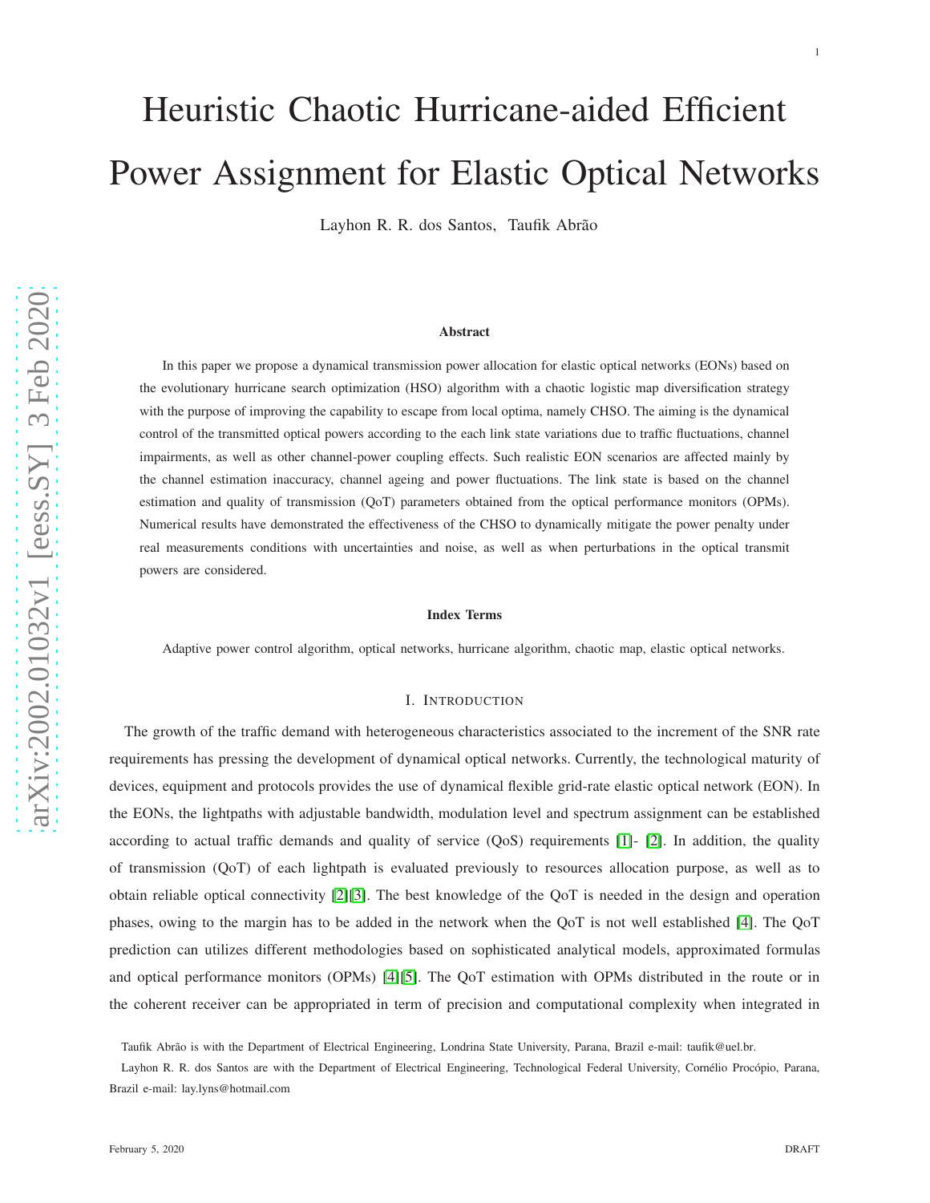# Heuristic Chaotic Hurricane-aided Efficient Power Assignment for Elastic Optical Networks

Layhon R. R. dos Santos, Taufik Abrão

### Abstract

In this paper we propose a dynamical transmission power allocation for elastic optical networks (EONs) based on the evolutionary hurricane search optimization (HSO) algorithm with a chaotic logistic map diversification strategy with the purpose of improving the capability to escape from local optima, namely CHSO. The aiming is the dynamical control of the transmitted optical powers according to the each link state variations due to traffic fluctuations, channel impairments, as well as other channel-power coupling effects. Such realistic EON scenarios are affected mainly by the channel estimation inaccuracy, channel ageing and power fluctuations. The link state is based on the channel estimation and quality of transmission (QoT) parameters obtained from the optical performance monitors (OPMs). Numerical results have demonstrated the effectiveness of the CHSO to dynamically mitigate the power penalty under real measurements conditions with uncertainties and noise, as well as when perturbations in the optical transmit powers are considered.

### Index Terms

Adaptive power control algorithm, optical networks, hurricane algorithm, chaotic map, elastic optical networks.

## I. Introduction

The growth of the traffic demand with heterogeneous characteristics associated to the increment of the SNR rate requirements has pressing the development of dynamical optical networks. Currently, the technological maturity of devices, equipment and protocols provides the use of dynamical flexible grid-rate elastic optical network (EON). In the EONs, the lightpaths with adjustable bandwidth, modulation level and spectrum assignment can be established according to actual traffic demands and quality of service (QoS) requirements [1]- [2]. In addition, the quality of transmission (QoT) of each lightpath is evaluated previously to resources allocation purpose, as well as to obtain reliable optical connectivity [2][3]. The best knowledge of the QoT is needed in the design and operation phases, owing to the margin has to be added in the network when the QoT is not well established [4]. The QoT prediction can utilizes different methodologies based on sophisticated analytical models, approximated formulas and optical performance monitors (OPMs) [4][5]. The QoT estimation with OPMs distributed in the route or in the coherent receiver can be appropriated in term of precision and computational complexity when integrated in

Taufik Abrão is with the Department of Electrical Engineering, Londrina State University, Parana, Brazil e-mail: taufik@uel.br.

Layhon R. R. dos Santos are with the Department of Electrical Engineering, Technological Federal University, Cornélio Procópio, Parana, Brazil e-mail: lay.lyns@hotmail.com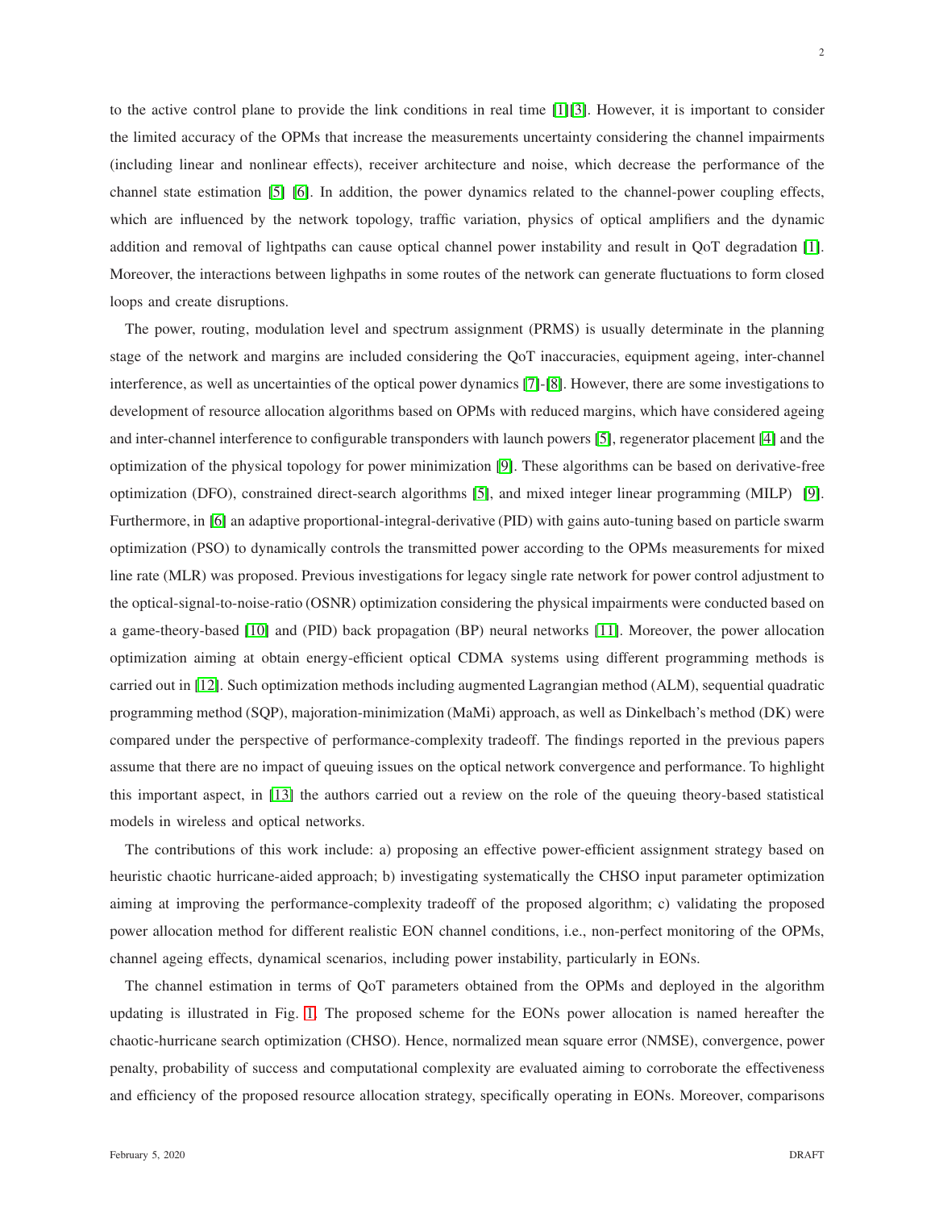to the active control plane to provide the link conditions in real time [1][3]. However, it is important to consider the limited accuracy of the OPMs that increase the measurements uncertainty considering the channel impairments (including linear and nonlinear effects), receiver architecture and noise, which decrease the performance of the channel state estimation [5] [6]. In addition, the power dynamics related to the channel-power coupling effects, which are influenced by the network topology, traffic variation, physics of optical amplifiers and the dynamic addition and removal of lightpaths can cause optical channel power instability and result in QoT degradation [1]. Moreover, the interactions between lighpaths in some routes of the network can generate fluctuations to form closed loops and create disruptions.

The power, routing, modulation level and spectrum assignment (PRMS) is usually determinate in the planning stage of the network and margins are included considering the QoT inaccuracies, equipment ageing, inter-channel interference, as well as uncertainties of the optical power dynamics [7]-[8]. However, there are some investigations to development of resource allocation algorithms based on OPMs with reduced margins, which have considered ageing and inter-channel interference to configurable transponders with launch powers [5], regenerator placement [4] and the optimization of the physical topology for power minimization [9]. These algorithms can be based on derivative-free optimization (DFO), constrained direct-search algorithms [5], and mixed integer linear programming (MILP) [9]. Furthermore, in [6] an adaptive proportional-integral-derivative (PID) with gains auto-tuning based on particle swarm optimization (PSO) to dynamically controls the transmitted power according to the OPMs measurements for mixed line rate (MLR) was proposed. Previous investigations for legacy single rate network for power control adjustment to the optical-signal-to-noise-ratio (OSNR) optimization considering the physical impairments were conducted based on a game-theory-based [10] and (PID) back propagation (BP) neural networks [11]. Moreover, the power allocation optimization aiming at obtain energy-efficient optical CDMA systems using different programming methods is carried out in [12]. Such optimization methods including augmented Lagrangian method (ALM), sequential quadratic programming method (SQP), majoration-minimization (MaMi) approach, as well as Dinkelbach's method (DK) were compared under the perspective of performance-complexity tradeoff. The findings reported in the previous papers assume that there are no impact of queuing issues on the optical network convergence and performance. To highlight this important aspect, in [13] the authors carried out a review on the role of the queuing theory-based statistical models in wireless and optical networks.

The contributions of this work include: a) proposing an effective power-efficient assignment strategy based on heuristic chaotic hurricane-aided approach; b) investigating systematically the CHSO input parameter optimization aiming at improving the performance-complexity tradeoff of the proposed algorithm; c) validating the proposed power allocation method for different realistic EON channel conditions, i.e., non-perfect monitoring of the OPMs, channel ageing effects, dynamical scenarios, including power instability, particularly in EONs.

The channel estimation in terms of QoT parameters obtained from the OPMs and deployed in the algorithm updating is illustrated in Fig. 1. The proposed scheme for the EONs power allocation is named hereafter the chaotic-hurricane search optimization (CHSO). Hence, normalized mean square error (NMSE), convergence, power penalty, probability of success and computational complexity are evaluated aiming to corroborate the effectiveness and efficiency of the proposed resource allocation strategy, specifically operating in EONs. Moreover, comparisons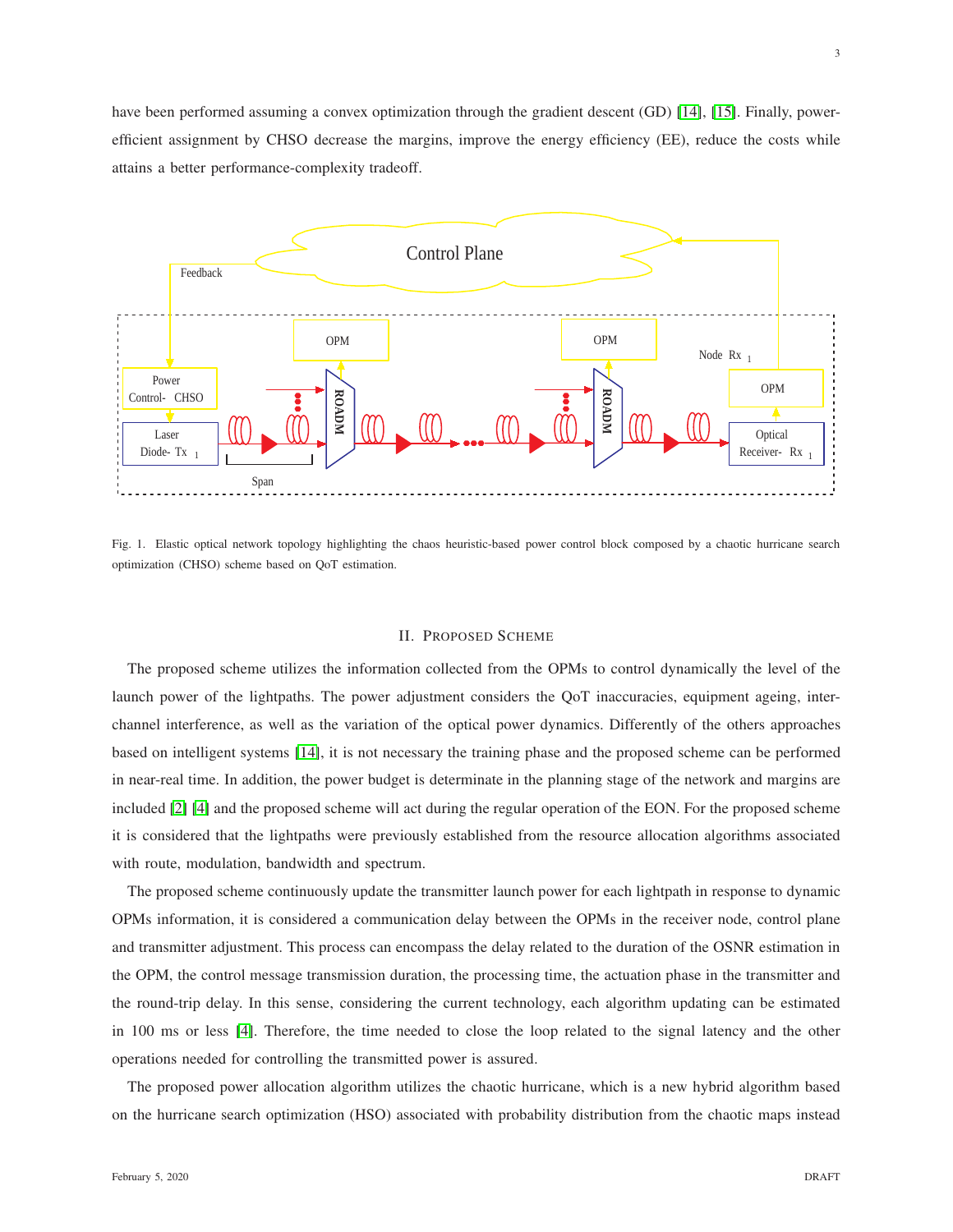have been performed assuming a convex optimization through the gradient descent (GD) [14], [15]. Finally, power-efficient assignment by CHSO decrease the margins, improve the energy efficiency (EE), reduce the costs while attains a better performance-complexity tradeoff.

Fig. 1. Elastic optical network topology highlighting the chaos heuristic-based power control block composed by a chaotic hurricane search optimization (CHSO) scheme based on QoT estimation.

## II. Proposed Scheme

The proposed scheme utilizes the information collected from the OPMs to control dynamically the level of the launch power of the lightpaths. The power adjustment considers the QoT inaccuracies, equipment ageing, inter-channel interference, as well as the variation of the optical power dynamics. Differently of the others approaches based on intelligent systems [14], it is not necessary the training phase and the proposed scheme can be performed in near-real time. In addition, the power budget is determinate in the planning stage of the network and margins are included [2] [4] and the proposed scheme will act during the regular operation of the EON. For the proposed scheme it is considered that the lightpaths were previously established from the resource allocation algorithms associated with route, modulation, bandwidth and spectrum.

The proposed scheme continuously update the transmitter launch power for each lightpath in response to dynamic OPMs information, it is considered a communication delay between the OPMs in the receiver node, control plane and transmitter adjustment. This process can encompass the delay related to the duration of the OSNR estimation in the OPM, the control message transmission duration, the processing time, the actuation phase in the transmitter and the round-trip delay. In this sense, considering the current technology, each algorithm updating can be estimated in 100 ms or less [4]. Therefore, the time needed to close the loop related to the signal latency and the other operations needed for controlling the transmitted power is assured.

The proposed power allocation algorithm utilizes the chaotic hurricane, which is a new hybrid algorithm based on the hurricane search optimization (HSO) associated with probability distribution from the chaotic maps instead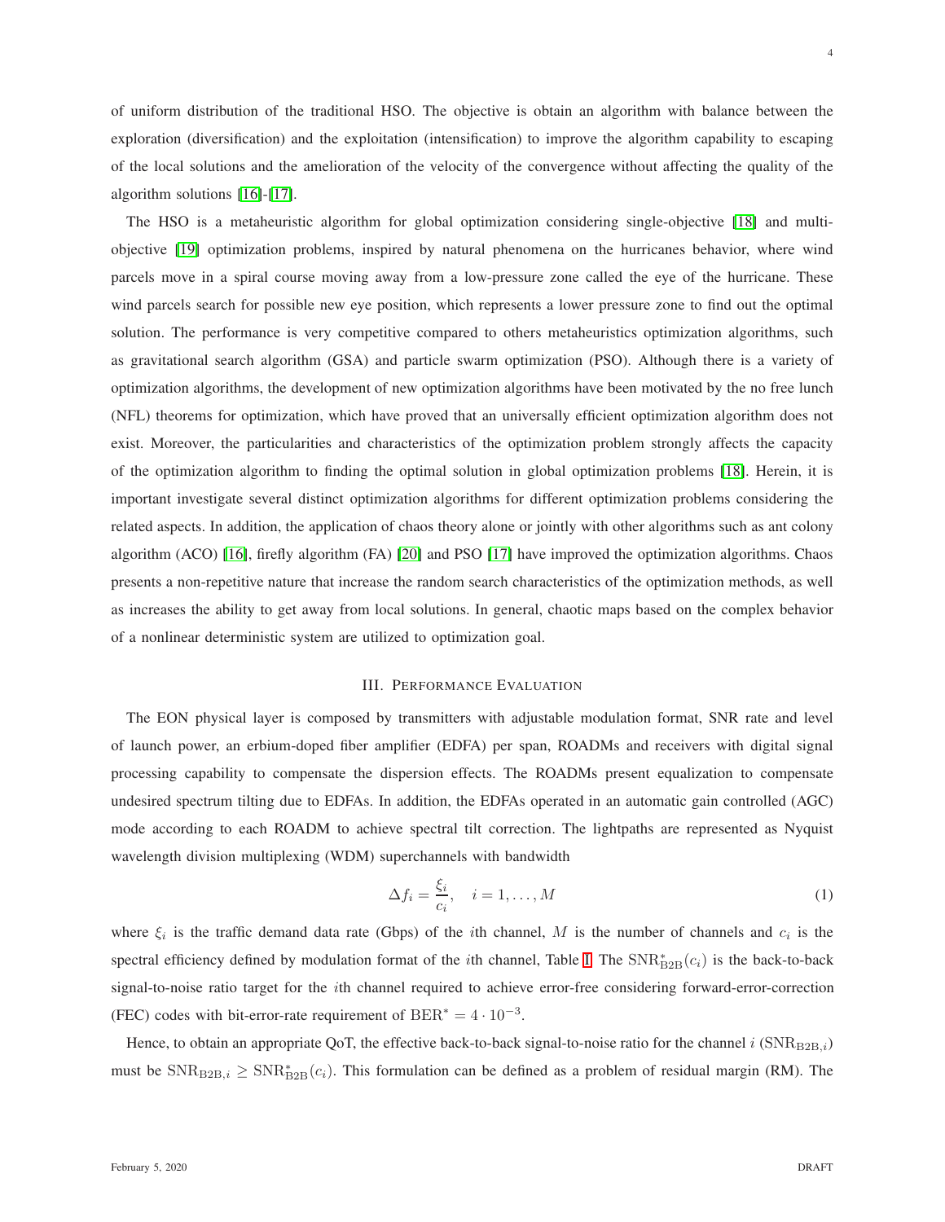of uniform distribution of the traditional HSO. The objective is obtain an algorithm with balance between the exploration (diversification) and the exploitation (intensification) to improve the algorithm capability to escaping of the local solutions and the amelioration of the velocity of the convergence without affecting the quality of the algorithm solutions [16]-[17].

The HSO is a metaheuristic algorithm for global optimization considering single-objective [18] and multi-objective [19] optimization problems, inspired by natural phenomena on the hurricanes behavior, where wind parcels move in a spiral course moving away from a low-pressure zone called the eye of the hurricane. These wind parcels search for possible new eye position, which represents a lower pressure zone to find out the optimal solution. The performance is very competitive compared to others metaheuristics optimization algorithms, such as gravitational search algorithm (GSA) and particle swarm optimization (PSO). Although there is a variety of optimization algorithms, the development of new optimization algorithms have been motivated by the no free lunch (NFL) theorems for optimization, which have proved that an universally efficient optimization algorithm does not exist. Moreover, the particularities and characteristics of the optimization problem strongly affects the capacity of the optimization algorithm to finding the optimal solution in global optimization problems [18]. Herein, it is important investigate several distinct optimization algorithms for different optimization problems considering the related aspects. In addition, the application of chaos theory alone or jointly with other algorithms such as ant colony algorithm (ACO) [16], firefly algorithm (FA) [20] and PSO [17] have improved the optimization algorithms. Chaos presents a non-repetitive nature that increase the random search characteristics of the optimization methods, as well as increases the ability to get away from local solutions. In general, chaotic maps based on the complex behavior of a nonlinear deterministic system are utilized to optimization goal.

## III. Performance Evaluation

The EON physical layer is composed by transmitters with adjustable modulation format, SNR rate and level of launch power, an erbium-doped fiber amplifier (EDFA) per span, ROADMs and receivers with digital signal processing capability to compensate the dispersion effects. The ROADMs present equalization to compensate undesired spectrum tilting due to EDFAs. In addition, the EDFAs operated in an automatic gain controlled (AGC) mode according to each ROADM to achieve spectral tilt correction. The lightpaths are represented as Nyquist wavelength division multiplexing (WDM) superchannels with bandwidth

$$\Delta f_i = \frac{\xi_i}{c_i}, \quad i = 1, \dots, M \tag{1}$$

where $\xi_i$ is the traffic demand data rate (Gbps) of the $i$th channel, $M$ is the number of channels and $c_i$ is the spectral efficiency defined by modulation format of the $i$th channel, Table I. The $\mathrm{SNR}^*_{\mathrm{B2B}}(c_i)$ is the back-to-back signal-to-noise ratio target for the $i$th channel required to achieve error-free considering forward-error-correction (FEC) codes with bit-error-rate requirement of $\mathrm{BER}^* = 4 \cdot 10^{-3}$.

Hence, to obtain an appropriate QoT, the effective back-to-back signal-to-noise ratio for the channel $i$ ($\mathrm{SNR}_{\mathrm{B2B},i}$) must be $\mathrm{SNR}_{\mathrm{B2B},i} \geq \mathrm{SNR}^*_{\mathrm{B2B}}(c_i)$. This formulation can be defined as a problem of residual margin (RM). The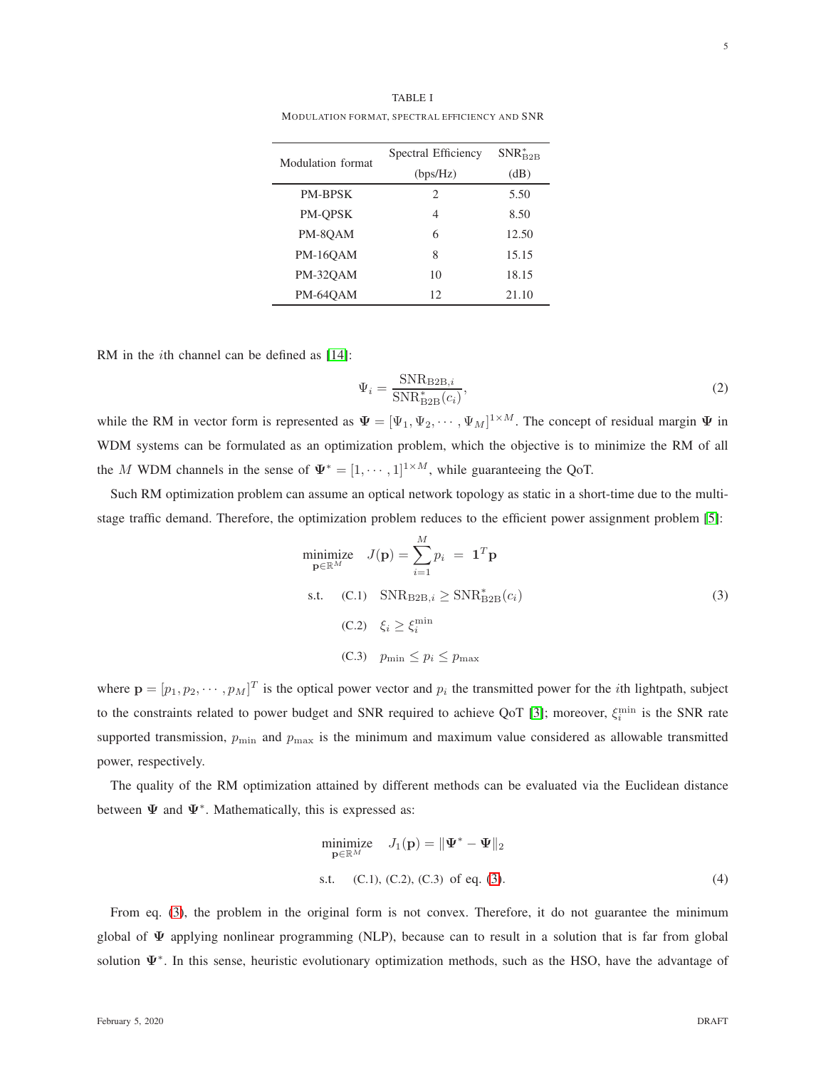TABLE I

MODULATION FORMAT, SPECTRAL EFFICIENCY AND SNR

| Modulation format | Spectral Efficiency (bps/Hz) | $\text{SNR}^*_{\text{B2B}}$ (dB) |
|---|---|---|
| PM-BPSK | 2 | 5.50 |
| PM-QPSK | 4 | 8.50 |
| PM-8QAM | 6 | 12.50 |
| PM-16QAM | 8 | 15.15 |
| PM-32QAM | 10 | 18.15 |
| PM-64QAM | 12 | 21.10 |

RM in the $i$th channel can be defined as [14]:

$$\Psi_i = \frac{\text{SNR}_{\text{B2B},i}}{\text{SNR}^*_{\text{B2B}}(c_i)}, \tag{2}$$

while the RM in vector form is represented as $\mathbf{\Psi} = [\Psi_1, \Psi_2, \cdots, \Psi_M]^{1\times M}$. The concept of residual margin $\mathbf{\Psi}$ in WDM systems can be formulated as an optimization problem, which the objective is to minimize the RM of all the $M$ WDM channels in the sense of $\mathbf{\Psi}^* = [1, \cdots, 1]^{1\times M}$, while guaranteeing the QoT.

Such RM optimization problem can assume an optical network topology as static in a short-time due to the multi-stage traffic demand. Therefore, the optimization problem reduces to the efficient power assignment problem [5]:

$$\begin{aligned}
&\underset{\mathbf{p}\in\mathbb{R}^M}{\text{minimize}} \quad J(\mathbf{p}) = \sum_{i=1}^{M} p_i \;=\; \mathbf{1}^T\mathbf{p} \\
&\text{s.t.} \quad \text{(C.1)} \quad \text{SNR}_{\text{B2B},i} \geq \text{SNR}^*_{\text{B2B}}(c_i) \\
&\qquad\;\; \text{(C.2)} \quad \xi_i \geq \xi_i^{\min} \\
&\qquad\;\; \text{(C.3)} \quad p_{\min} \leq p_i \leq p_{\max}
\end{aligned} \tag{3}$$

where $\mathbf{p} = [p_1, p_2, \cdots, p_M]^T$ is the optical power vector and $p_i$ the transmitted power for the $i$th lightpath, subject to the constraints related to power budget and SNR required to achieve QoT [3]; moreover, $\xi_i^{\min}$ is the SNR rate supported transmission, $p_{\min}$ and $p_{\max}$ is the minimum and maximum value considered as allowable transmitted power, respectively.

The quality of the RM optimization attained by different methods can be evaluated via the Euclidean distance between $\mathbf{\Psi}$ and $\mathbf{\Psi}^*$. Mathematically, this is expressed as:

$$\begin{aligned}
&\underset{\mathbf{p}\in\mathbb{R}^M}{\text{minimize}} \quad J_1(\mathbf{p}) = \|\mathbf{\Psi}^* - \mathbf{\Psi}\|_2 \\
&\text{s.t.} \quad \text{(C.1), (C.2), (C.3) of eq. (3).}
\end{aligned} \tag{4}$$

From eq. (3), the problem in the original form is not convex. Therefore, it do not guarantee the minimum global of $\mathbf{\Psi}$ applying nonlinear programming (NLP), because can to result in a solution that is far from global solution $\mathbf{\Psi}^*$. In this sense, heuristic evolutionary optimization methods, such as the HSO, have the advantage of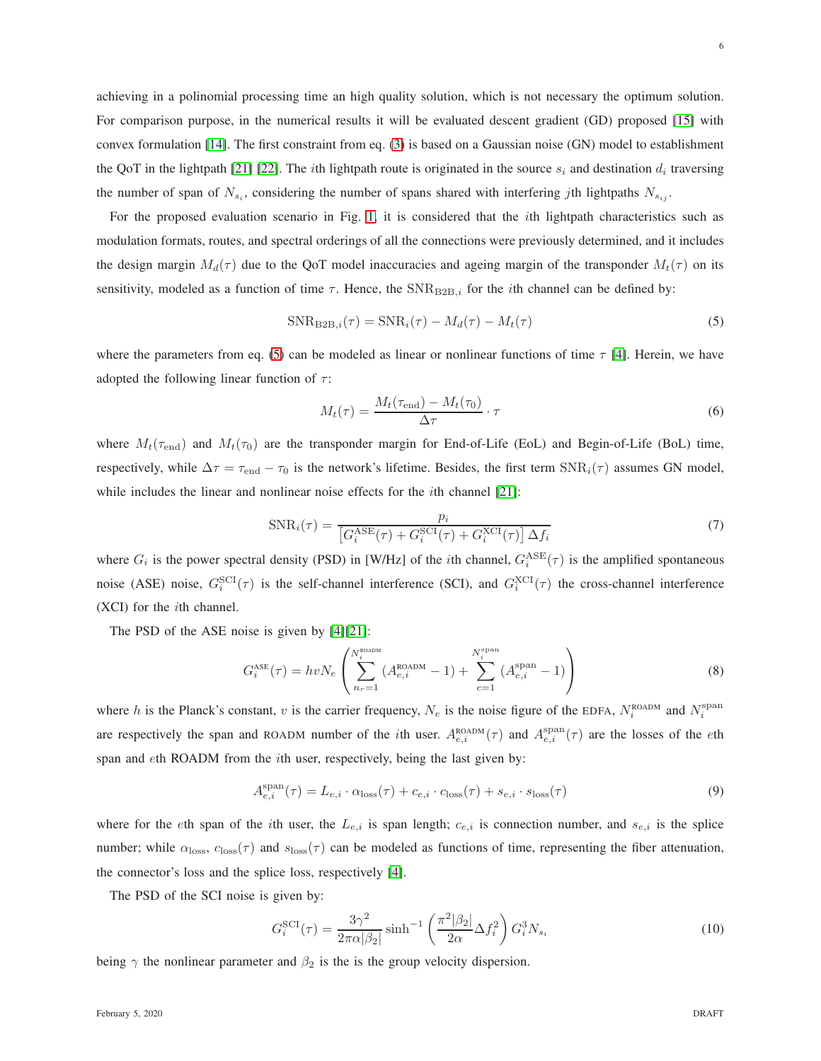achieving in a polinomial processing time an high quality solution, which is not necessary the optimum solution. For comparison purpose, in the numerical results it will be evaluated descent gradient (GD) proposed [15] with convex formulation [14]. The first constraint from eq. (3) is based on a Gaussian noise (GN) model to establishment the QoT in the lightpath [21] [22]. The $i$th lightpath route is originated in the source $s_i$ and destination $d_i$ traversing the number of span of $N_{s_i}$, considering the number of spans shared with interfering $j$th lightpaths $N_{s_{ij}}$.

For the proposed evaluation scenario in Fig. 1, it is considered that the $i$th lightpath characteristics such as modulation formats, routes, and spectral orderings of all the connections were previously determined, and it includes the design margin $M_d(\tau)$ due to the QoT model inaccuracies and ageing margin of the transponder $M_t(\tau)$ on its sensitivity, modeled as a function of time $\tau$. Hence, the $\text{SNR}_{\text{B2B},i}$ for the $i$th channel can be defined by:

$$\text{SNR}_{\text{B2B},i}(\tau) = \text{SNR}_i(\tau) - M_d(\tau) - M_t(\tau) \tag{5}$$

where the parameters from eq. (5) can be modeled as linear or nonlinear functions of time $\tau$ [4]. Herein, we have adopted the following linear function of $\tau$:

$$M_t(\tau) = \frac{M_t(\tau_{\text{end}}) - M_t(\tau_0)}{\Delta\tau} \cdot \tau \tag{6}$$

where $M_t(\tau_{\text{end}})$ and $M_t(\tau_0)$ are the transponder margin for End-of-Life (EoL) and Begin-of-Life (BoL) time, respectively, while $\Delta\tau = \tau_{\text{end}} - \tau_0$ is the network's lifetime. Besides, the first term $\text{SNR}_i(\tau)$ assumes GN model, while includes the linear and nonlinear noise effects for the $i$th channel [21]:

$$\text{SNR}_i(\tau) = \frac{p_i}{\left[G_i^{\text{ASE}}(\tau) + G_i^{\text{SCI}}(\tau) + G_i^{\text{XCI}}(\tau)\right]\Delta f_i} \tag{7}$$

where $G_i$ is the power spectral density (PSD) in [W/Hz] of the $i$th channel, $G_i^{\text{ASE}}(\tau)$ is the amplified spontaneous noise (ASE) noise, $G_i^{\text{SCI}}(\tau)$ is the self-channel interference (SCI), and $G_i^{\text{XCI}}(\tau)$ the cross-channel interference (XCI) for the $i$th channel.

The PSD of the ASE noise is given by [4][21]:

$$G_i^{\text{ASE}}(\tau) = hvN_e \left( \sum_{n_r=1}^{N_i^{\text{ROADM}}} (A_{e,i}^{\text{ROADM}} - 1) + \sum_{e=1}^{N_i^{\text{span}}} (A_{e,i}^{\text{span}} - 1) \right) \tag{8}$$

where $h$ is the Planck's constant, $v$ is the carrier frequency, $N_e$ is the noise figure of the EDFA, $N_i^{\text{ROADM}}$ and $N_i^{\text{span}}$ are respectively the span and ROADM number of the $i$th user. $A_{e,i}^{\text{ROADM}}(\tau)$ and $A_{e,i}^{\text{span}}(\tau)$ are the losses of the $e$th span and $e$th ROADM from the $i$th user, respectively, being the last given by:

$$A_{e,i}^{\text{span}}(\tau) = L_{e,i} \cdot \alpha_{\text{loss}}(\tau) + c_{e,i} \cdot c_{\text{loss}}(\tau) + s_{e,i} \cdot s_{\text{loss}}(\tau) \tag{9}$$

where for the $e$th span of the $i$th user, the $L_{e,i}$ is span length; $c_{e,i}$ is connection number, and $s_{e,i}$ is the splice number; while $\alpha_{\text{loss}}$, $c_{\text{loss}}(\tau)$ and $s_{\text{loss}}(\tau)$ can be modeled as functions of time, representing the fiber attenuation, the connector's loss and the splice loss, respectively [4].

The PSD of the SCI noise is given by:

$$G_i^{\text{SCI}}(\tau) = \frac{3\gamma^2}{2\pi\alpha|\beta_2|} \sinh^{-1}\left(\frac{\pi^2|\beta_2|}{2\alpha}\Delta f_i^2\right) G_i^3 N_{s_i} \tag{10}$$

being $\gamma$ the nonlinear parameter and $\beta_2$ is the is the group velocity dispersion.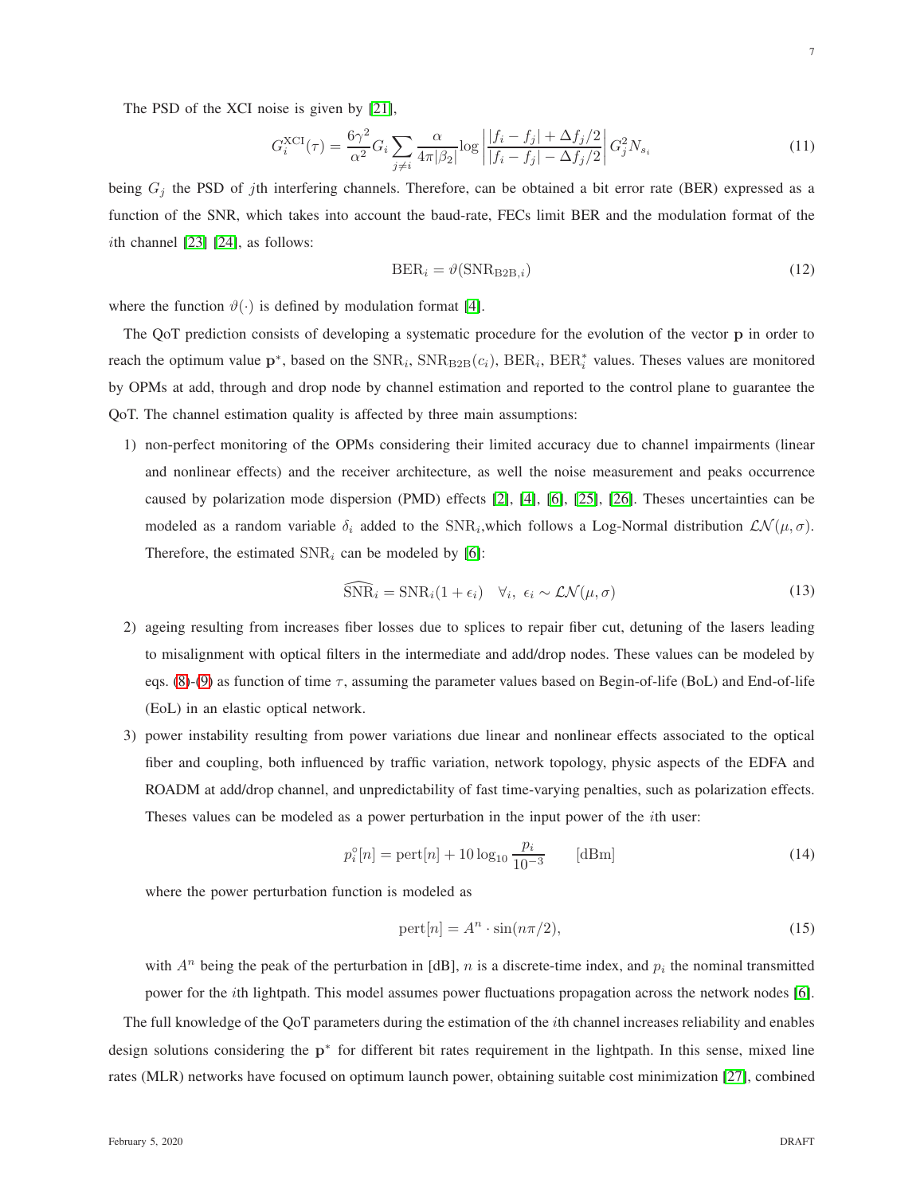The PSD of the XCI noise is given by [21],

$$G_i^{\mathrm{XCI}}(\tau) = \frac{6\gamma^2}{\alpha^2} G_i \sum_{j \neq i} \frac{\alpha}{4\pi|\beta_2|} \log\left|\frac{|f_i - f_j| + \Delta f_j/2}{|f_i - f_j| - \Delta f_j/2}\right| G_j^2 N_{s_i} \tag{11}$$

being $G_j$ the PSD of $j$th interfering channels. Therefore, can be obtained a bit error rate (BER) expressed as a function of the SNR, which takes into account the baud-rate, FECs limit BER and the modulation format of the $i$th channel [23] [24], as follows:

$$\mathrm{BER}_i = \vartheta(\mathrm{SNR}_{\mathrm{B2B},i}) \tag{12}$$

where the function $\vartheta(\cdot)$ is defined by modulation format [4].

The QoT prediction consists of developing a systematic procedure for the evolution of the vector $\mathbf{p}$ in order to reach the optimum value $\mathbf{p}^*$, based on the $\mathrm{SNR}_i$, $\mathrm{SNR}_{\mathrm{B2B}}(c_i)$, $\mathrm{BER}_i$, $\mathrm{BER}_i^*$ values. Theses values are monitored by OPMs at add, through and drop node by channel estimation and reported to the control plane to guarantee the QoT. The channel estimation quality is affected by three main assumptions:

1) non-perfect monitoring of the OPMs considering their limited accuracy due to channel impairments (linear and nonlinear effects) and the receiver architecture, as well the noise measurement and peaks occurrence caused by polarization mode dispersion (PMD) effects [2], [4], [6], [25], [26]. Theses uncertainties can be modeled as a random variable $\delta_i$ added to the $\mathrm{SNR}_i$,which follows a Log-Normal distribution $\mathcal{LN}(\mu, \sigma)$. Therefore, the estimated $\mathrm{SNR}_i$ can be modeled by [6]:

$$\widehat{\mathrm{SNR}}_i = \mathrm{SNR}_i(1 + \epsilon_i) \quad \forall_i,\ \epsilon_i \sim \mathcal{LN}(\mu, \sigma) \tag{13}$$

2) ageing resulting from increases fiber losses due to splices to repair fiber cut, detuning of the lasers leading to misalignment with optical filters in the intermediate and add/drop nodes. These values can be modeled by eqs. (8)-(9) as function of time $\tau$, assuming the parameter values based on Begin-of-life (BoL) and End-of-life (EoL) in an elastic optical network.

3) power instability resulting from power variations due linear and nonlinear effects associated to the optical fiber and coupling, both influenced by traffic variation, network topology, physic aspects of the EDFA and ROADM at add/drop channel, and unpredictability of fast time-varying penalties, such as polarization effects. Theses values can be modeled as a power perturbation in the input power of the $i$th user:

$$p_i^{\circ}[n] = \mathrm{pert}[n] + 10\log_{10}\frac{p_i}{10^{-3}} \qquad [\mathrm{dBm}] \tag{14}$$

where the power perturbation function is modeled as

$$\mathrm{pert}[n] = A^n \cdot \sin(n\pi/2), \tag{15}$$

with $A^n$ being the peak of the perturbation in [dB], $n$ is a discrete-time index, and $p_i$ the nominal transmitted power for the $i$th lightpath. This model assumes power fluctuations propagation across the network nodes [6].

The full knowledge of the QoT parameters during the estimation of the $i$th channel increases reliability and enables design solutions considering the $\mathbf{p}^*$ for different bit rates requirement in the lightpath. In this sense, mixed line rates (MLR) networks have focused on optimum launch power, obtaining suitable cost minimization [27], combined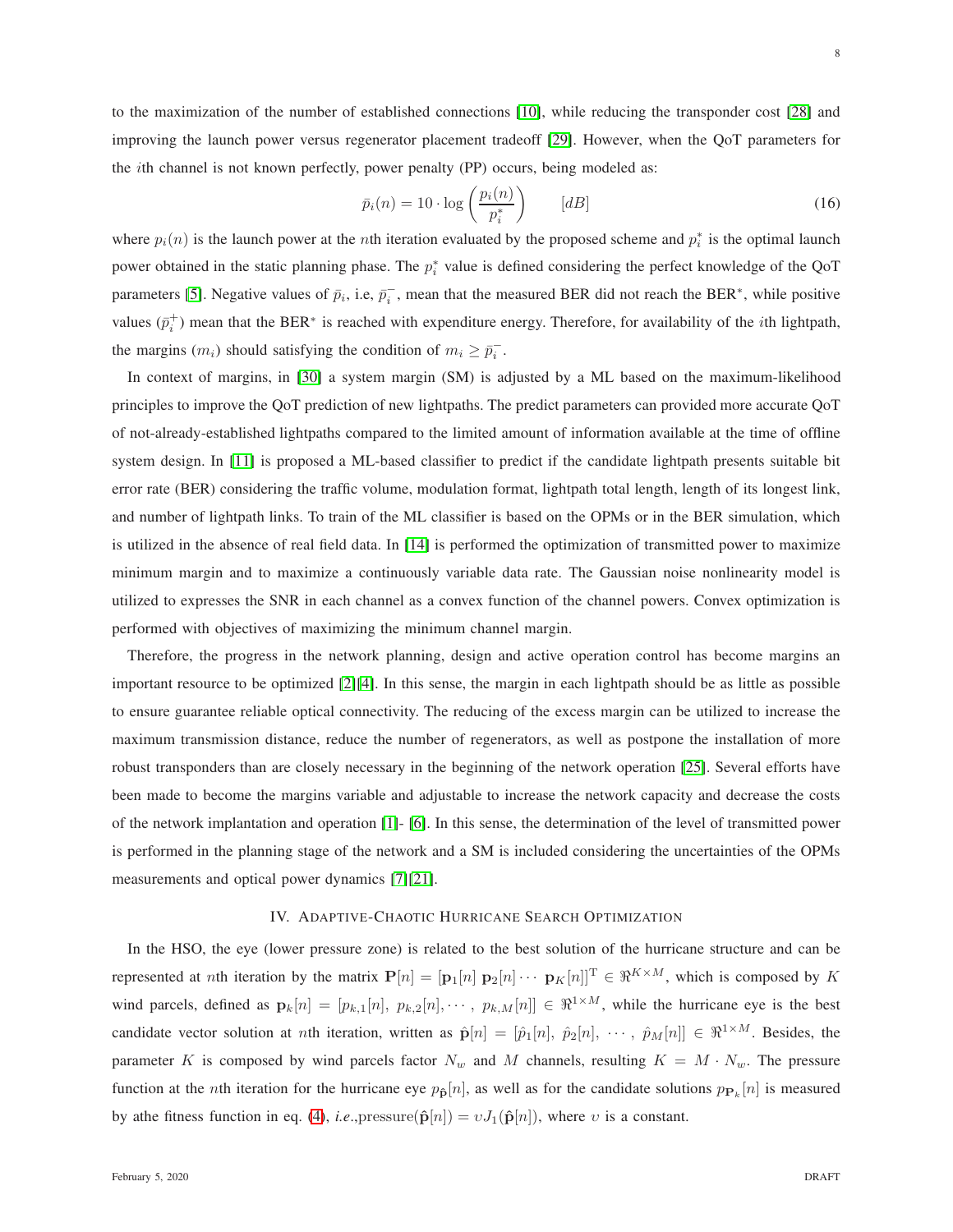to the maximization of the number of established connections [10], while reducing the transponder cost [28] and improving the launch power versus regenerator placement tradeoff [29]. However, when the QoT parameters for the $i$th channel is not known perfectly, power penalty (PP) occurs, being modeled as:

$$\bar{p}_i(n) = 10 \cdot \log\left(\frac{p_i(n)}{p_i^*}\right) \qquad [dB] \tag{16}$$

where $p_i(n)$ is the launch power at the $n$th iteration evaluated by the proposed scheme and $p_i^*$ is the optimal launch power obtained in the static planning phase. The $p_i^*$ value is defined considering the perfect knowledge of the QoT parameters [5]. Negative values of $\bar{p}_i$, i.e, $\bar{p}_i^-$, mean that the measured BER did not reach the BER$^*$, while positive values ($\bar{p}_i^+$) mean that the BER$^*$ is reached with expenditure energy. Therefore, for availability of the $i$th lightpath, the margins ($m_i$) should satisfying the condition of $m_i \geq \bar{p}_i^-$.

In context of margins, in [30] a system margin (SM) is adjusted by a ML based on the maximum-likelihood principles to improve the QoT prediction of new lightpaths. The predict parameters can provided more accurate QoT of not-already-established lightpaths compared to the limited amount of information available at the time of offline system design. In [11] is proposed a ML-based classifier to predict if the candidate lightpath presents suitable bit error rate (BER) considering the traffic volume, modulation format, lightpath total length, length of its longest link, and number of lightpath links. To train of the ML classifier is based on the OPMs or in the BER simulation, which is utilized in the absence of real field data. In [14] is performed the optimization of transmitted power to maximize minimum margin and to maximize a continuously variable data rate. The Gaussian noise nonlinearity model is utilized to expresses the SNR in each channel as a convex function of the channel powers. Convex optimization is performed with objectives of maximizing the minimum channel margin.

Therefore, the progress in the network planning, design and active operation control has become margins an important resource to be optimized [2][4]. In this sense, the margin in each lightpath should be as little as possible to ensure guarantee reliable optical connectivity. The reducing of the excess margin can be utilized to increase the maximum transmission distance, reduce the number of regenerators, as well as postpone the installation of more robust transponders than are closely necessary in the beginning of the network operation [25]. Several efforts have been made to become the margins variable and adjustable to increase the network capacity and decrease the costs of the network implantation and operation [1]- [6]. In this sense, the determination of the level of transmitted power is performed in the planning stage of the network and a SM is included considering the uncertainties of the OPMs measurements and optical power dynamics [7][21].

## IV. Adaptive-Chaotic Hurricane Search Optimization

In the HSO, the eye (lower pressure zone) is related to the best solution of the hurricane structure and can be represented at $n$th iteration by the matrix $\mathbf{P}[n] = [\mathbf{p}_1[n] \ \mathbf{p}_2[n] \cdots \ \mathbf{p}_K[n]]^{\mathrm{T}} \in \Re^{K \times M}$, which is composed by $K$ wind parcels, defined as $\mathbf{p}_k[n] = [p_{k,1}[n], \ p_{k,2}[n], \cdots, \ p_{k,M}[n]] \in \Re^{1 \times M}$, while the hurricane eye is the best candidate vector solution at $n$th iteration, written as $\hat{\mathbf{p}}[n] = [\hat{p}_1[n], \ \hat{p}_2[n], \ \cdots, \ \hat{p}_M[n]] \in \Re^{1 \times M}$. Besides, the parameter $K$ is composed by wind parcels factor $N_w$ and $M$ channels, resulting $K = M \cdot N_w$. The pressure function at the $n$th iteration for the hurricane eye $p_{\hat{\mathbf{p}}}[n]$, as well as for the candidate solutions $p_{\mathbf{P}_k}[n]$ is measured by athe fitness function in eq. (4), *i.e.*,pressure$(\hat{\mathbf{p}}[n]) = \upsilon J_1(\hat{\mathbf{p}}[n])$, where $\upsilon$ is a constant.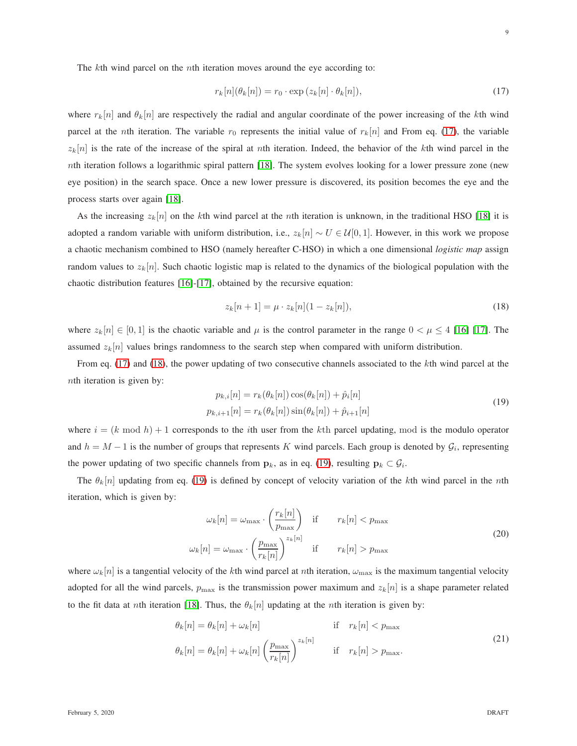The $k$th wind parcel on the $n$th iteration moves around the eye according to:

$$r_k[n](\theta_k[n]) = r_0 \cdot \exp\left(z_k[n] \cdot \theta_k[n]\right), \tag{17}$$

where $r_k[n]$ and $\theta_k[n]$ are respectively the radial and angular coordinate of the power increasing of the $k$th wind parcel at the $n$th iteration. The variable $r_0$ represents the initial value of $r_k[n]$ and From eq. (17), the variable $z_k[n]$ is the rate of the increase of the spiral at $n$th iteration. Indeed, the behavior of the $k$th wind parcel in the $n$th iteration follows a logarithmic spiral pattern [18]. The system evolves looking for a lower pressure zone (new eye position) in the search space. Once a new lower pressure is discovered, its position becomes the eye and the process starts over again [18].

As the increasing $z_k[n]$ on the $k$th wind parcel at the $n$th iteration is unknown, in the traditional HSO [18] it is adopted a random variable with uniform distribution, i.e., $z_k[n] \sim U \in \mathcal{U}[0, 1]$. However, in this work we propose a chaotic mechanism combined to HSO (namely hereafter C-HSO) in which a one dimensional *logistic map* assign random values to $z_k[n]$. Such chaotic logistic map is related to the dynamics of the biological population with the chaotic distribution features [16]-[17], obtained by the recursive equation:

$$z_k[n+1] = \mu \cdot z_k[n](1 - z_k[n]), \tag{18}$$

where $z_k[n] \in [0, 1]$ is the chaotic variable and $\mu$ is the control parameter in the range $0 < \mu \leq 4$ [16] [17]. The assumed $z_k[n]$ values brings randomness to the search step when compared with uniform distribution.

From eq. (17) and (18), the power updating of two consecutive channels associated to the $k$th wind parcel at the $n$th iteration is given by:

$$\begin{aligned} p_{k,i}[n] &= r_k(\theta_k[n]) \cos(\theta_k[n]) + \hat{p}_i[n] \\ p_{k,i+1}[n] &= r_k(\theta_k[n]) \sin(\theta_k[n]) + \hat{p}_{i+1}[n] \end{aligned} \tag{19}$$

where $i = (k \bmod h) + 1$ corresponds to the $i$th user from the $k$th parcel updating, mod is the modulo operator and $h = M - 1$ is the number of groups that represents $K$ wind parcels. Each group is denoted by $\mathcal{G}_i$, representing the power updating of two specific channels from $\mathbf{p}_k$, as in eq. (19), resulting $\mathbf{p}_k \subset \mathcal{G}_i$.

The $\theta_k[n]$ updating from eq. (19) is defined by concept of velocity variation of the $k$th wind parcel in the $n$th iteration, which is given by:

$$\begin{aligned} \omega_k[n] &= \omega_{\max} \cdot \left(\frac{r_k[n]}{p_{\max}}\right) \quad &\text{if} \quad & r_k[n] < p_{\max} \\ \omega_k[n] &= \omega_{\max} \cdot \left(\frac{p_{\max}}{r_k[n]}\right)^{z_k[n]} \quad &\text{if} \quad & r_k[n] > p_{\max} \end{aligned} \tag{20}$$

where $\omega_k[n]$ is a tangential velocity of the $k$th wind parcel at $n$th iteration, $\omega_{\max}$ is the maximum tangential velocity adopted for all the wind parcels, $p_{\max}$ is the transmission power maximum and $z_k[n]$ is a shape parameter related to the fit data at $n$th iteration [18]. Thus, the $\theta_k[n]$ updating at the $n$th iteration is given by:

$$\begin{aligned} \theta_k[n] &= \theta_k[n] + \omega_k[n] \quad &\text{if} \quad & r_k[n] < p_{\max} \\ \theta_k[n] &= \theta_k[n] + \omega_k[n] \left(\frac{p_{\max}}{r_k[n]}\right)^{z_k[n]} \quad &\text{if} \quad & r_k[n] > p_{\max}. \end{aligned} \tag{21}$$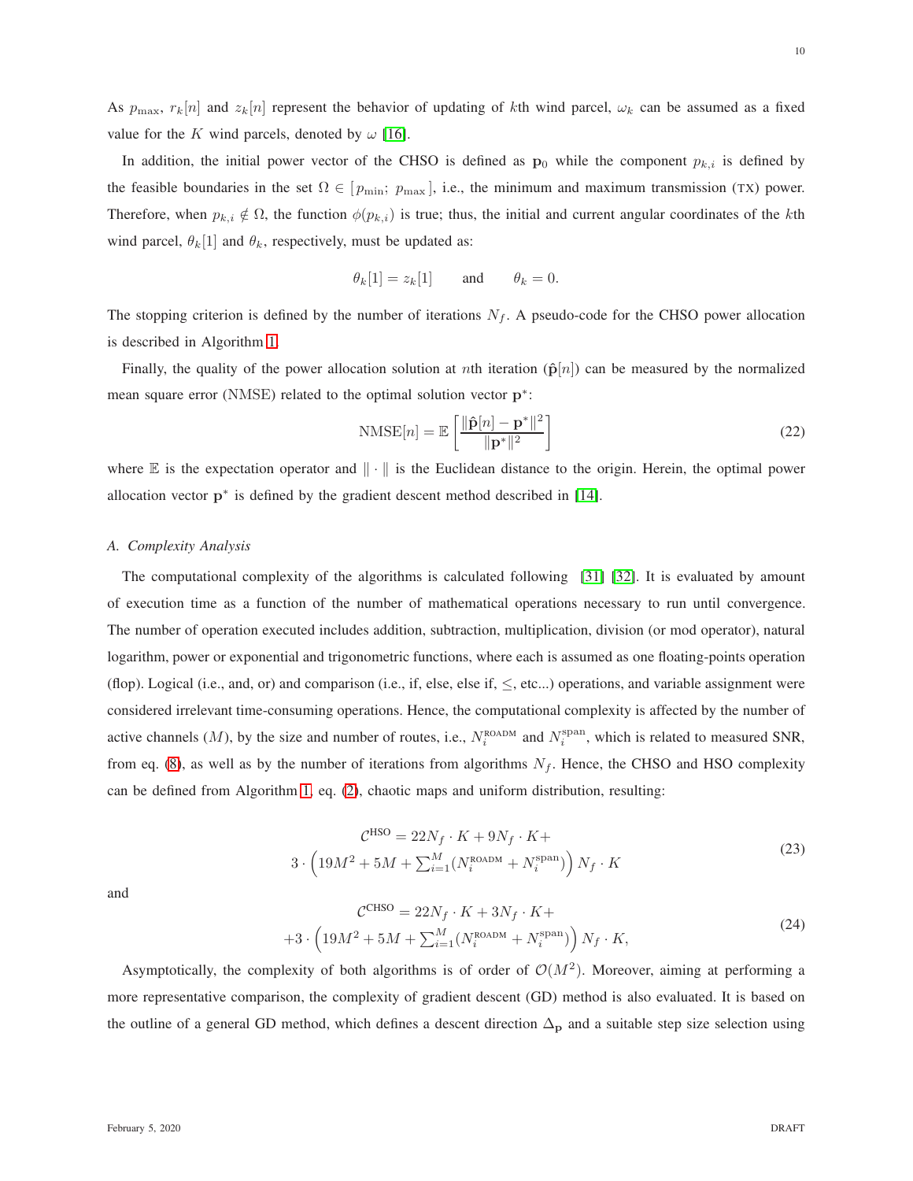As $p_{\max}$, $r_k[n]$ and $z_k[n]$ represent the behavior of updating of $k$th wind parcel, $\omega_k$ can be assumed as a fixed value for the $K$ wind parcels, denoted by $\omega$ [16].

In addition, the initial power vector of the CHSO is defined as $\mathbf{p}_0$ while the component $p_{k,i}$ is defined by the feasible boundaries in the set $\Omega \in [p_{\min};\ p_{\max}]$, i.e., the minimum and maximum transmission (TX) power. Therefore, when $p_{k,i} \notin \Omega$, the function $\phi(p_{k,i})$ is true; thus, the initial and current angular coordinates of the $k$th wind parcel, $\theta_k[1]$ and $\theta_k$, respectively, must be updated as:

$$\theta_k[1] = z_k[1] \qquad \text{and} \qquad \theta_k = 0.$$

The stopping criterion is defined by the number of iterations $N_f$. A pseudo-code for the CHSO power allocation is described in Algorithm 1.

Finally, the quality of the power allocation solution at $n$th iteration ($\hat{\mathbf{p}}[n]$) can be measured by the normalized mean square error (NMSE) related to the optimal solution vector $\mathbf{p}^*$:

$$\text{NMSE}[n] = \mathbb{E}\left[\frac{\|\hat{\mathbf{p}}[n] - \mathbf{p}^*\|^2}{\|\mathbf{p}^*\|^2}\right] \tag{22}$$

where $\mathbb{E}$ is the expectation operator and $\|\cdot\|$ is the Euclidean distance to the origin. Herein, the optimal power allocation vector $\mathbf{p}^*$ is defined by the gradient descent method described in [14].

### A. Complexity Analysis

The computational complexity of the algorithms is calculated following [31] [32]. It is evaluated by amount of execution time as a function of the number of mathematical operations necessary to run until convergence. The number of operation executed includes addition, subtraction, multiplication, division (or mod operator), natural logarithm, power or exponential and trigonometric functions, where each is assumed as one floating-points operation (flop). Logical (i.e., and, or) and comparison (i.e., if, else, else if, $\leq$, etc...) operations, and variable assignment were considered irrelevant time-consuming operations. Hence, the computational complexity is affected by the number of active channels ($M$), by the size and number of routes, i.e., $N_i^{\text{ROADM}}$ and $N_i^{\text{span}}$, which is related to measured SNR, from eq. (8), as well as by the number of iterations from algorithms $N_f$. Hence, the CHSO and HSO complexity can be defined from Algorithm 1, eq. (2), chaotic maps and uniform distribution, resulting:

$$\begin{gathered}\mathcal{C}^{\text{HSO}} = 22N_f \cdot K + 9N_f \cdot K + \\ 3 \cdot \left(19M^2 + 5M + \textstyle\sum_{i=1}^{M}(N_i^{\text{ROADM}} + N_i^{\text{span}})\right) N_f \cdot K\end{gathered} \tag{23}$$

and

$$\begin{gathered}\mathcal{C}^{\text{CHSO}} = 22N_f \cdot K + 3N_f \cdot K + \\ +3 \cdot \left(19M^2 + 5M + \textstyle\sum_{i=1}^{M}(N_i^{\text{ROADM}} + N_i^{\text{span}})\right) N_f \cdot K,\end{gathered} \tag{24}$$

Asymptotically, the complexity of both algorithms is of order of $\mathcal{O}(M^2)$. Moreover, aiming at performing a more representative comparison, the complexity of gradient descent (GD) method is also evaluated. It is based on the outline of a general GD method, which defines a descent direction $\Delta_{\mathbf{p}}$ and a suitable step size selection using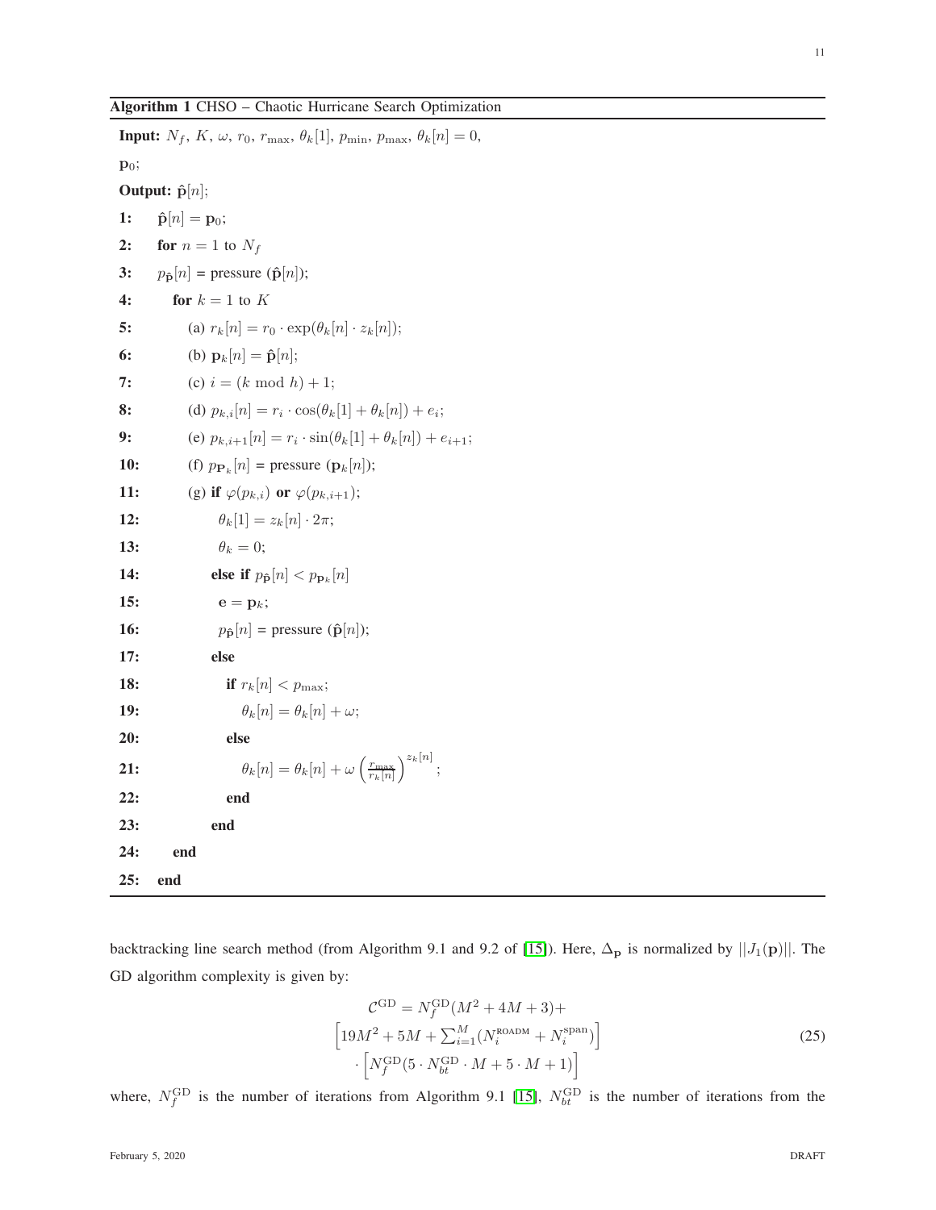**Algorithm 1** CHSO – Chaotic Hurricane Search Optimization

**Input:** $N_f$, $K$, $\omega$, $r_0$, $r_{\max}$, $\theta_k[1]$, $p_{\min}$, $p_{\max}$, $\theta_k[n] = 0$, $\mathbf{p}_0$;

**Output:** $\hat{\mathbf{p}}[n]$;

```
1:  p̂[n] = p_0;
2:  for n = 1 to N_f
3:  p_p̂[n] = pressure (p̂[n]);
4:     for k = 1 to K
5:        (a) r_k[n] = r_0 · exp(θ_k[n] · z_k[n]);
6:        (b) p_k[n] = p̂[n];
7:        (c) i = (k mod h) + 1;
8:        (d) p_{k,i}[n] = r_i · cos(θ_k[1] + θ_k[n]) + e_i;
9:        (e) p_{k,i+1}[n] = r_i · sin(θ_k[1] + θ_k[n]) + e_{i+1};
10:       (f) p_{P_k}[n] = pressure (p_k[n]);
11:       (g) if φ(p_{k,i}) or φ(p_{k,i+1});
12:              θ_k[1] = z_k[n] · 2π;
13:              θ_k = 0;
14:           else if p_p̂[n] < p_{p_k}[n]
15:              e = p_k;
16:              p_p̂[n] = pressure (p̂[n]);
17:           else
18:              if r_k[n] < p_max;
19:                 θ_k[n] = θ_k[n] + ω;
20:              else
21:                 θ_k[n] = θ_k[n] + ω (r_max / r_k[n])^{z_k[n]};
22:              end
23:           end
24:    end
25: end
```

backtracking line search method (from Algorithm 9.1 and 9.2 of [15]). Here, $\Delta_{\mathbf{p}}$ is normalized by $||J_1(\mathbf{p})||$. The GD algorithm complexity is given by:

$$
\begin{aligned}
\mathcal{C}^{\mathrm{GD}} = N_f^{\mathrm{GD}}(M^2 + 4M + 3) + \\
\left[19M^2 + 5M + \textstyle\sum_{i=1}^{M}(N_i^{\mathrm{ROADM}} + N_i^{\mathrm{span}})\right] \\
\cdot \left[N_f^{\mathrm{GD}}(5 \cdot N_{bt}^{\mathrm{GD}} \cdot M + 5 \cdot M + 1)\right]
\end{aligned}
\tag{25}
$$

where, $N_f^{\mathrm{GD}}$ is the number of iterations from Algorithm 9.1 [15], $N_{bt}^{\mathrm{GD}}$ is the number of iterations from the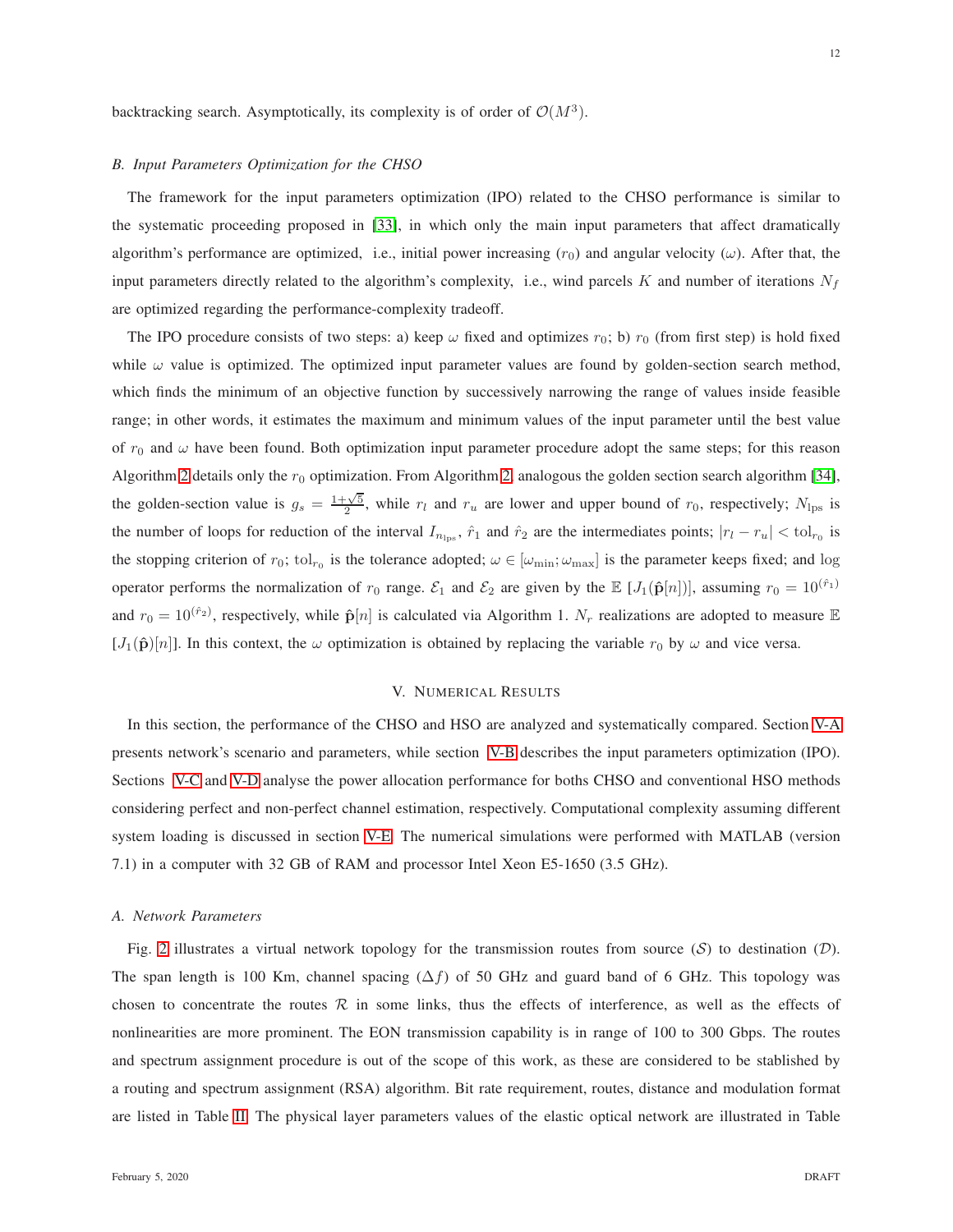backtracking search. Asymptotically, its complexity is of order of $\mathcal{O}(M^3)$.

### B. Input Parameters Optimization for the CHSO

The framework for the input parameters optimization (IPO) related to the CHSO performance is similar to the systematic proceeding proposed in [33], in which only the main input parameters that affect dramatically algorithm's performance are optimized, i.e., initial power increasing ($r_0$) and angular velocity ($\omega$). After that, the input parameters directly related to the algorithm's complexity, i.e., wind parcels $K$ and number of iterations $N_f$ are optimized regarding the performance-complexity tradeoff.

The IPO procedure consists of two steps: a) keep $\omega$ fixed and optimizes $r_0$; b) $r_0$ (from first step) is hold fixed while $\omega$ value is optimized. The optimized input parameter values are found by golden-section search method, which finds the minimum of an objective function by successively narrowing the range of values inside feasible range; in other words, it estimates the maximum and minimum values of the input parameter until the best value of $r_0$ and $\omega$ have been found. Both optimization input parameter procedure adopt the same steps; for this reason Algorithm 2 details only the $r_0$ optimization. From Algorithm 2, analogous the golden section search algorithm [34], the golden-section value is $g_s = \frac{1+\sqrt{5}}{2}$, while $r_l$ and $r_u$ are lower and upper bound of $r_0$, respectively; $N_{\rm lps}$ is the number of loops for reduction of the interval $I_{n_{\rm lps}}$, $\hat{r}_1$ and $\hat{r}_2$ are the intermediates points; $|r_l - r_u| < {\rm tol}_{r_0}$ is the stopping criterion of $r_0$; ${\rm tol}_{r_0}$ is the tolerance adopted; $\omega \in [\omega_{\min}; \omega_{\max}]$ is the parameter keeps fixed; and log operator performs the normalization of $r_0$ range. $\mathcal{E}_1$ and $\mathcal{E}_2$ are given by the $\mathbb{E}\left[J_1(\hat{\mathbf{p}}[n])\right]$, assuming $r_0 = 10^{(\hat{r}_1)}$ and $r_0 = 10^{(\hat{r}_2)}$, respectively, while $\hat{\mathbf{p}}[n]$ is calculated via Algorithm 1. $N_r$ realizations are adopted to measure $\mathbb{E}$ $[J_1(\hat{\mathbf{p}})[n]]$. In this context, the $\omega$ optimization is obtained by replacing the variable $r_0$ by $\omega$ and vice versa.

## V. Numerical Results

In this section, the performance of the CHSO and HSO are analyzed and systematically compared. Section V-A presents network's scenario and parameters, while section V-B describes the input parameters optimization (IPO). Sections V-C and V-D analyse the power allocation performance for boths CHSO and conventional HSO methods considering perfect and non-perfect channel estimation, respectively. Computational complexity assuming different system loading is discussed in section V-E. The numerical simulations were performed with MATLAB (version 7.1) in a computer with 32 GB of RAM and processor Intel Xeon E5-1650 (3.5 GHz).

### A. Network Parameters

Fig. 2 illustrates a virtual network topology for the transmission routes from source ($\mathcal{S}$) to destination ($\mathcal{D}$). The span length is 100 Km, channel spacing ($\Delta f$) of 50 GHz and guard band of 6 GHz. This topology was chosen to concentrate the routes $\mathcal{R}$ in some links, thus the effects of interference, as well as the effects of nonlinearities are more prominent. The EON transmission capability is in range of 100 to 300 Gbps. The routes and spectrum assignment procedure is out of the scope of this work, as these are considered to be stablished by a routing and spectrum assignment (RSA) algorithm. Bit rate requirement, routes, distance and modulation format are listed in Table II. The physical layer parameters values of the elastic optical network are illustrated in Table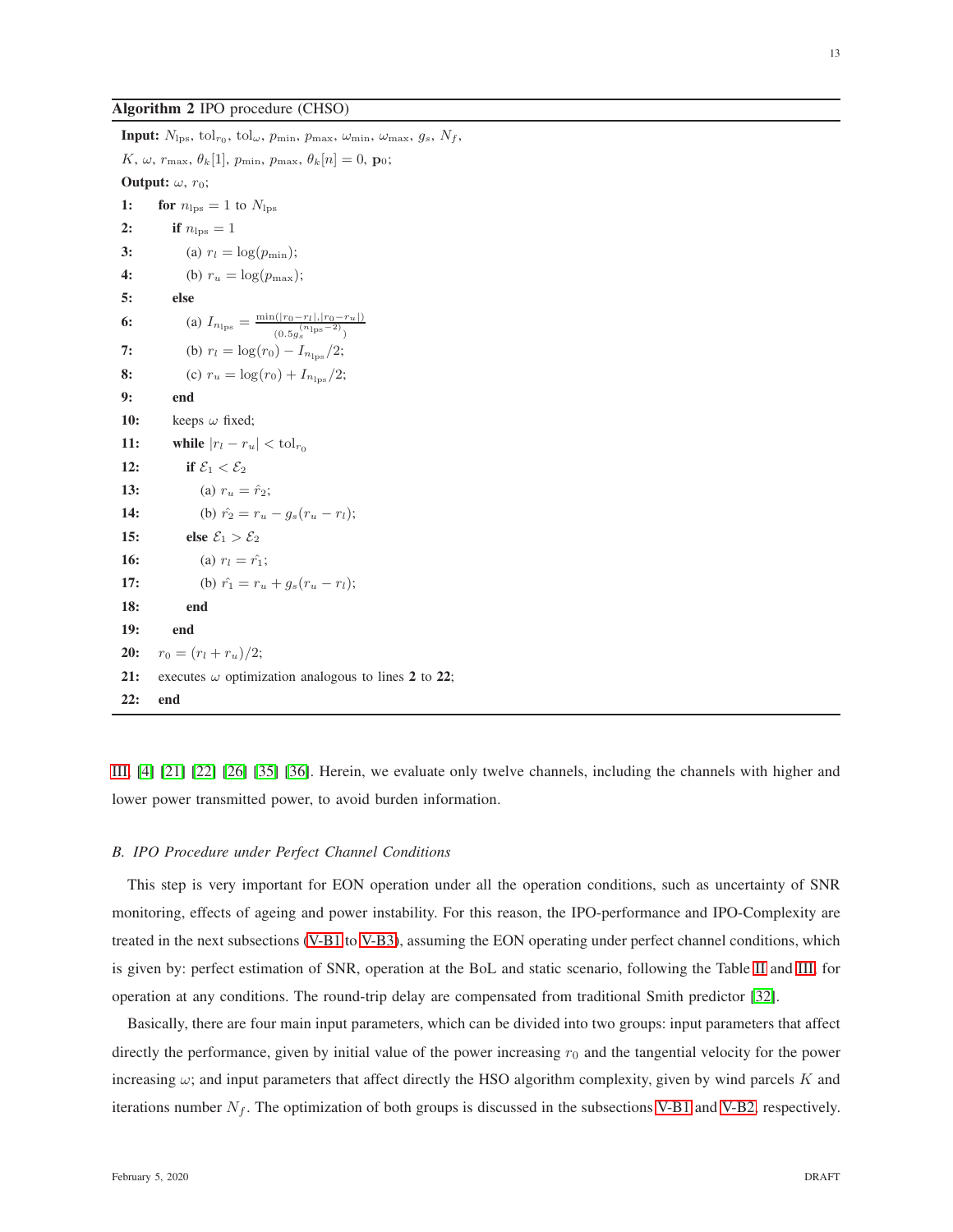**Algorithm 2** IPO procedure (CHSO)

**Input:** $N_{\text{lps}}$, $\text{tol}_{r_0}$, $\text{tol}_{\omega}$, $p_{\min}$, $p_{\max}$, $\omega_{\min}$, $\omega_{\max}$, $g_s$, $N_f$, $K$, $\omega$, $r_{\max}$, $\theta_k[1]$, $p_{\min}$, $p_{\max}$, $\theta_k[n]=0$, $\mathbf{p}_0$;

**Output:** $\omega$, $r_0$;

```
1:  for n_lps = 1 to N_lps
2:      if n_lps = 1
3:          (a) r_l = log(p_min);
4:          (b) r_u = log(p_max);
5:      else
6:          (a) I_{n_lps} = min(|r_0 - r_l|, |r_0 - r_u|) / (0.5 g_s^{(n_lps - 2)})
7:          (b) r_l = log(r_0) - I_{n_lps}/2;
8:          (c) r_u = log(r_0) + I_{n_lps}/2;
9:      end
10:     keeps ω fixed;
11:     while |r_l - r_u| < tol_{r_0}
12:         if E_1 < E_2
13:             (a) r_u = r̂_2;
14:             (b) r̂_2 = r_u - g_s(r_u - r_l);
15:         else E_1 > E_2
16:             (a) r_l = r̂_1;
17:             (b) r̂_1 = r_u + g_s(r_u - r_l);
18:         end
19:     end
20:     r_0 = (r_l + r_u)/2;
21:     executes ω optimization analogous to lines 2 to 22;
22: end
```

III, [4] [21] [22] [26] [35] [36]. Herein, we evaluate only twelve channels, including the channels with higher and lower power transmitted power, to avoid burden information.

### *B. IPO Procedure under Perfect Channel Conditions*

This step is very important for EON operation under all the operation conditions, such as uncertainty of SNR monitoring, effects of ageing and power instability. For this reason, the IPO-performance and IPO-Complexity are treated in the next subsections (V-B1 to V-B3), assuming the EON operating under perfect channel conditions, which is given by: perfect estimation of SNR, operation at the BoL and static scenario, following the Table II and III, for operation at any conditions. The round-trip delay are compensated from traditional Smith predictor [32].

Basically, there are four main input parameters, which can be divided into two groups: input parameters that affect directly the performance, given by initial value of the power increasing $r_0$ and the tangential velocity for the power increasing $\omega$; and input parameters that affect directly the HSO algorithm complexity, given by wind parcels $K$ and iterations number $N_f$. The optimization of both groups is discussed in the subsections V-B1 and V-B2, respectively.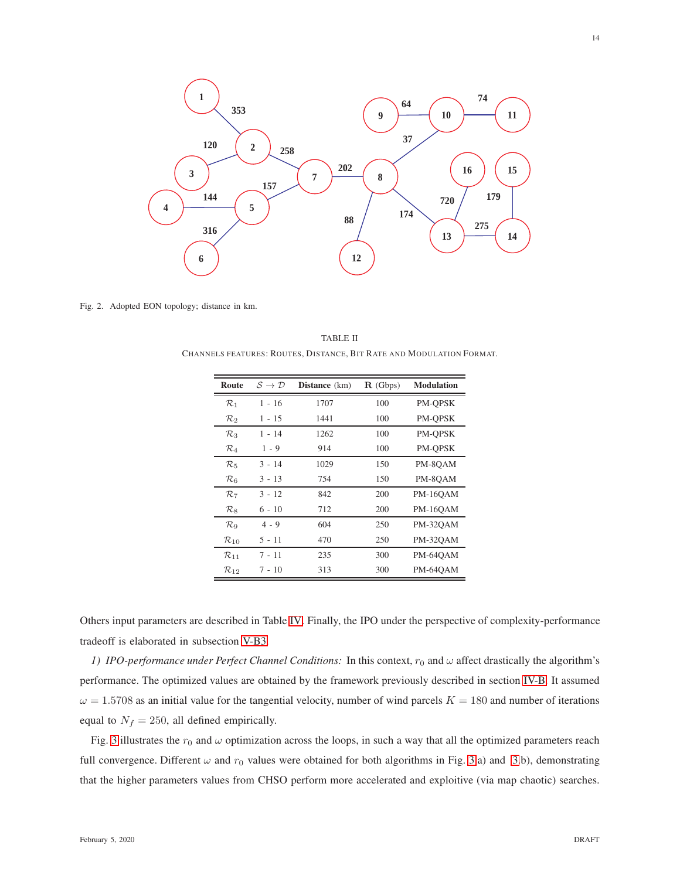Fig. 2. Adopted EON topology; distance in km.

TABLE II

CHANNELS FEATURES: ROUTES, DISTANCE, BIT RATE AND MODULATION FORMAT.

| Route | $\mathcal{S} \to \mathcal{D}$ | Distance (km) | R (Gbps) | Modulation |
|---|---|---|---|---|
| $\mathcal{R}_1$ | 1 - 16 | 1707 | 100 | PM-QPSK |
| $\mathcal{R}_2$ | 1 - 15 | 1441 | 100 | PM-QPSK |
| $\mathcal{R}_3$ | 1 - 14 | 1262 | 100 | PM-QPSK |
| $\mathcal{R}_4$ | 1 - 9 | 914 | 100 | PM-QPSK |
| $\mathcal{R}_5$ | 3 - 14 | 1029 | 150 | PM-8QAM |
| $\mathcal{R}_6$ | 3 - 13 | 754 | 150 | PM-8QAM |
| $\mathcal{R}_7$ | 3 - 12 | 842 | 200 | PM-16QAM |
| $\mathcal{R}_8$ | 6 - 10 | 712 | 200 | PM-16QAM |
| $\mathcal{R}_9$ | 4 - 9 | 604 | 250 | PM-32QAM |
| $\mathcal{R}_{10}$ | 5 - 11 | 470 | 250 | PM-32QAM |
| $\mathcal{R}_{11}$ | 7 - 11 | 235 | 300 | PM-64QAM |
| $\mathcal{R}_{12}$ | 7 - 10 | 313 | 300 | PM-64QAM |

Others input parameters are described in Table IV. Finally, the IPO under the perspective of complexity-performance tradeoff is elaborated in subsection V-B3.

*1) IPO-performance under Perfect Channel Conditions:* In this context, $r_0$ and $\omega$ affect drastically the algorithm's performance. The optimized values are obtained by the framework previously described in section IV-B. It assumed $\omega = 1.5708$ as an initial value for the tangential velocity, number of wind parcels $K = 180$ and number of iterations equal to $N_f = 250$, all defined empirically.

Fig. 3 illustrates the $r_0$ and $\omega$ optimization across the loops, in such a way that all the optimized parameters reach full convergence. Different $\omega$ and $r_0$ values were obtained for both algorithms in Fig. 3a) and 3b), demonstrating that the higher parameters values from CHSO perform more accelerated and exploitive (via map chaotic) searches.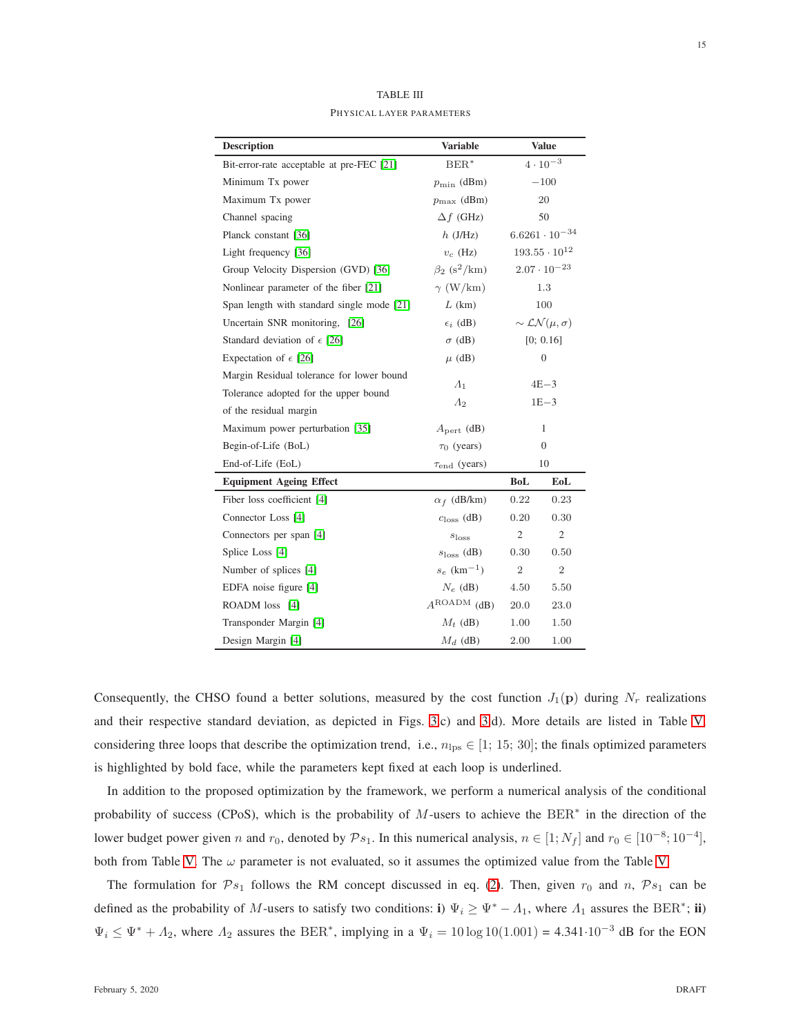TABLE III

PHYSICAL LAYER PARAMETERS

| Description | Variable | Value | |
|---|---|---|---|
| Bit-error-rate acceptable at pre-FEC [21] | $\text{BER}^*$ | $4 \cdot 10^{-3}$ | |
| Minimum Tx power | $p_{\min}$ (dBm) | $-100$ | |
| Maximum Tx power | $p_{\max}$ (dBm) | 20 | |
| Channel spacing | $\Delta f$ (GHz) | 50 | |
| Planck constant [36] | $h$ (J/Hz) | $6.6261 \cdot 10^{-34}$ | |
| Light frequency [36] | $v_c$ (Hz) | $193.55 \cdot 10^{12}$ | |
| Group Velocity Dispersion (GVD) [36] | $\beta_2$ ($\text{s}^2$/km) | $2.07 \cdot 10^{-23}$ | |
| Nonlinear parameter of the fiber [21] | $\gamma$ (W/km) | 1.3 | |
| Span length with standard single mode [21] | $L$ (km) | 100 | |
| Uncertain SNR monitoring, [26] | $\epsilon_i$ (dB) | $\sim \mathcal{LN}(\mu, \sigma)$ | |
| Standard deviation of $\epsilon$ [26] | $\sigma$ (dB) | [0; 0.16] | |
| Expectation of $\epsilon$ [26] | $\mu$ (dB) | 0 | |
| Margin Residual tolerance for lower bound | $\mathit{\Lambda}_1$ | 4E−3 | |
| Tolerance adopted for the upper bound of the residual margin | $\mathit{\Lambda}_2$ | 1E−3 | |
| Maximum power perturbation [35] | $A_{\text{pert}}$ (dB) | 1 | |
| Begin-of-Life (BoL) | $\tau_0$ (years) | 0 | |
| End-of-Life (EoL) | $\tau_{\text{end}}$ (years) | 10 | |
| **Equipment Ageing Effect** | | **BoL** | **EoL** |
| Fiber loss coefficient [4] | $\alpha_f$ (dB/km) | 0.22 | 0.23 |
| Connector Loss [4] | $c_{\text{loss}}$ (dB) | 0.20 | 0.30 |
| Connectors per span [4] | $s_{\text{loss}}$ | 2 | 2 |
| Splice Loss [4] | $s_{\text{loss}}$ (dB) | 0.30 | 0.50 |
| Number of splices [4] | $s_e$ ($\text{km}^{-1}$) | 2 | 2 |
| EDFA noise figure [4] | $N_e$ (dB) | 4.50 | 5.50 |
| ROADM loss [4] | $A^{\text{ROADM}}$ (dB) | 20.0 | 23.0 |
| Transponder Margin [4] | $M_t$ (dB) | 1.00 | 1.50 |
| Design Margin [4] | $M_d$ (dB) | 2.00 | 1.00 |

Consequently, the CHSO found a better solutions, measured by the cost function $J_1(\mathbf{p})$ during $N_r$ realizations and their respective standard deviation, as depicted in Figs. 3c) and 3d). More details are listed in Table V, considering three loops that describe the optimization trend, i.e., $n_{\text{lps}} \in [1;\, 15;\, 30]$; the finals optimized parameters is highlighted by bold face, while the parameters kept fixed at each loop is underlined.

In addition to the proposed optimization by the framework, we perform a numerical analysis of the conditional probability of success (CPoS), which is the probability of $M$-users to achieve the $\text{BER}^*$ in the direction of the lower budget power given $n$ and $r_0$, denoted by $\mathcal{P}s_1$. In this numerical analysis, $n \in [1; N_f]$ and $r_0 \in [10^{-8}; 10^{-4}]$, both from Table V. The $\omega$ parameter is not evaluated, so it assumes the optimized value from the Table V.

The formulation for $\mathcal{P}s_1$ follows the RM concept discussed in eq. (2). Then, given $r_0$ and $n$, $\mathcal{P}s_1$ can be defined as the probability of $M$-users to satisfy two conditions: **i)** $\Psi_i \geq \Psi^* - \mathit{\Lambda}_1$, where $\mathit{\Lambda}_1$ assures the $\text{BER}^*$; **ii)** $\Psi_i \leq \Psi^* + \mathit{\Lambda}_2$, where $\mathit{\Lambda}_2$ assures the $\text{BER}^*$, implying in a $\Psi_i = 10\log 10(1.001)$ = $4.341 \cdot 10^{-3}$ dB for the EON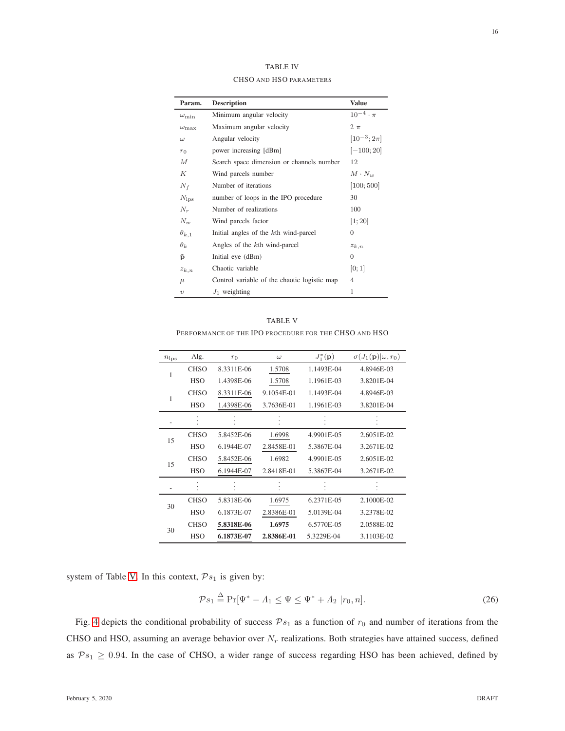TABLE IV

CHSO AND HSO PARAMETERS

| Param. | Description | Value |
|---|---|---|
| $\omega_{\min}$ | Minimum angular velocity | $10^{-4} \cdot \pi$ |
| $\omega_{\max}$ | Maximum angular velocity | $2\ \pi$ |
| $\omega$ | Angular velocity | $[10^{-3}; 2\pi]$ |
| $r_0$ | power increasing [dBm] | $[-100; 20]$ |
| $M$ | Search space dimension or channels number | 12 |
| $K$ | Wind parcels number | $M \cdot N_w$ |
| $N_f$ | Number of iterations | $[100; 500]$ |
| $N_{\rm lps}$ | number of loops in the IPO procedure | 30 |
| $N_r$ | Number of realizations | 100 |
| $N_w$ | Wind parcels factor | $[1; 20]$ |
| $\theta_{k,1}$ | Initial angles of the $k$th wind-parcel | 0 |
| $\theta_k$ | Angles of the $k$th wind-parcel | $z_{k,n}$ |
| $\hat{\mathbf{p}}$ | Initial eye (dBm) | 0 |
| $z_{k,n}$ | Chaotic variable | $[0; 1]$ |
| $\mu$ | Control variable of the chaotic logistic map | 4 |
| $\upsilon$ | $J_1$ weighting | 1 |

TABLE V

PERFORMANCE OF THE IPO PROCEDURE FOR THE CHSO AND HSO

| $n_{\rm lps}$ | Alg. | $r_0$ | $\omega$ | $J_1^*(\mathbf{p})$ | $\sigma(J_1(\mathbf{p})\|\omega, r_0)$ |
|---|---|---|---|---|---|
| 1 | CHSO | 8.3311E-06 | 1.5708 | 1.1493E-04 | 4.8946E-03 |
| | HSO | 1.4398E-06 | 1.5708 | 1.1961E-03 | 3.8201E-04 |
| 1 | CHSO | 8.3311E-06 | 9.1054E-01 | 1.1493E-04 | 4.8946E-03 |
| | HSO | 1.4398E-06 | 3.7636E-01 | 1.1961E-03 | 3.8201E-04 |
| - | ⋮ | ⋮ | ⋮ | ⋮ | ⋮ |
| 15 | CHSO | 5.8452E-06 | 1.6998 | 4.9901E-05 | 2.6051E-02 |
| | HSO | 6.1944E-07 | 2.8458E-01 | 5.3867E-04 | 3.2671E-02 |
| 15 | CHSO | 5.8452E-06 | 1.6982 | 4.9901E-05 | 2.6051E-02 |
| | HSO | 6.1944E-07 | 2.8418E-01 | 5.3867E-04 | 3.2671E-02 |
| - | ⋮ | ⋮ | ⋮ | ⋮ | ⋮ |
| 30 | CHSO | 5.8318E-06 | 1.6975 | 6.2371E-05 | 2.1000E-02 |
| | HSO | 6.1873E-07 | 2.8386E-01 | 5.0139E-04 | 3.2378E-02 |
| 30 | CHSO | **5.8318E-06** | **1.6975** | 6.5770E-05 | 2.0588E-02 |
| | HSO | **6.1873E-07** | **2.8386E-01** | 5.3229E-04 | 3.1103E-02 |

system of Table V. In this context, $\mathcal{P}s_1$ is given by:

$$\mathcal{P}s_1 \triangleq \Pr[\Psi^* - \Lambda_1 \leq \Psi \leq \Psi^* + \Lambda_2 \ |r_0, n]. \tag{26}$$

Fig. 4 depicts the conditional probability of success $\mathcal{P}s_1$ as a function of $r_0$ and number of iterations from the CHSO and HSO, assuming an average behavior over $N_r$ realizations. Both strategies have attained success, defined as $\mathcal{P}s_1 \geq 0.94$. In the case of CHSO, a wider range of success regarding HSO has been achieved, defined by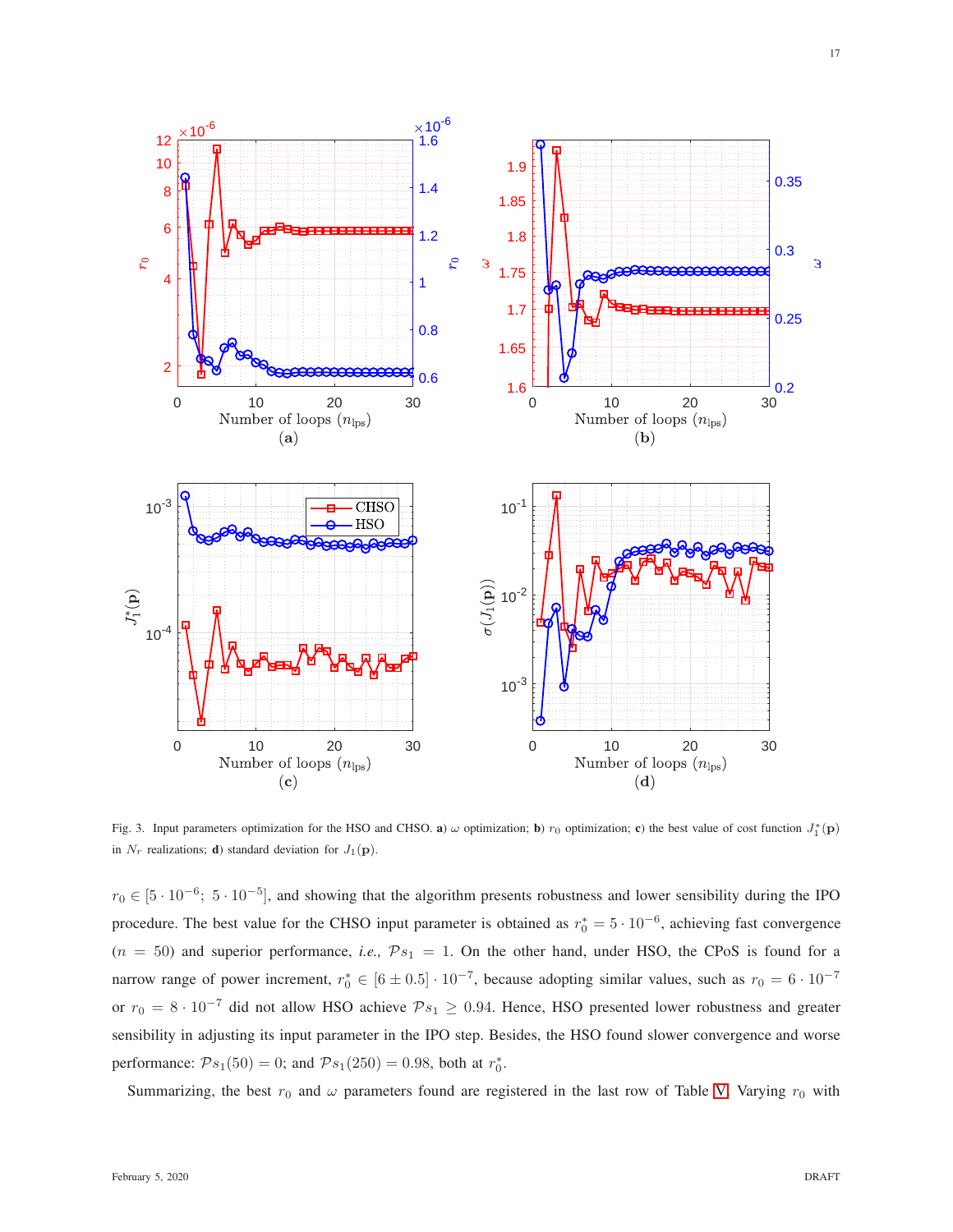Fig. 3. Input parameters optimization for the HSO and CHSO. **a**) $\omega$ optimization; **b**) $r_0$ optimization; **c**) the best value of cost function $J_1^*(\mathbf{p})$ in $N_r$ realizations; **d**) standard deviation for $J_1(\mathbf{p})$.

$r_0 \in [5 \cdot 10^{-6};\ 5 \cdot 10^{-5}]$, and showing that the algorithm presents robustness and lower sensibility during the IPO procedure. The best value for the CHSO input parameter is obtained as $r_0^* = 5 \cdot 10^{-6}$, achieving fast convergence ($n = 50$) and superior performance, *i.e.,* $\mathcal{P}s_1 = 1$. On the other hand, under HSO, the CPoS is found for a narrow range of power increment, $r_0^* \in [6 \pm 0.5] \cdot 10^{-7}$, because adopting similar values, such as $r_0 = 6 \cdot 10^{-7}$ or $r_0 = 8 \cdot 10^{-7}$ did not allow HSO achieve $\mathcal{P}s_1 \geq 0.94$. Hence, HSO presented lower robustness and greater sensibility in adjusting its input parameter in the IPO step. Besides, the HSO found slower convergence and worse performance: $\mathcal{P}s_1(50) = 0$; and $\mathcal{P}s_1(250) = 0.98$, both at $r_0^*$.

Summarizing, the best $r_0$ and $\omega$ parameters found are registered in the last row of Table V. Varying $r_0$ with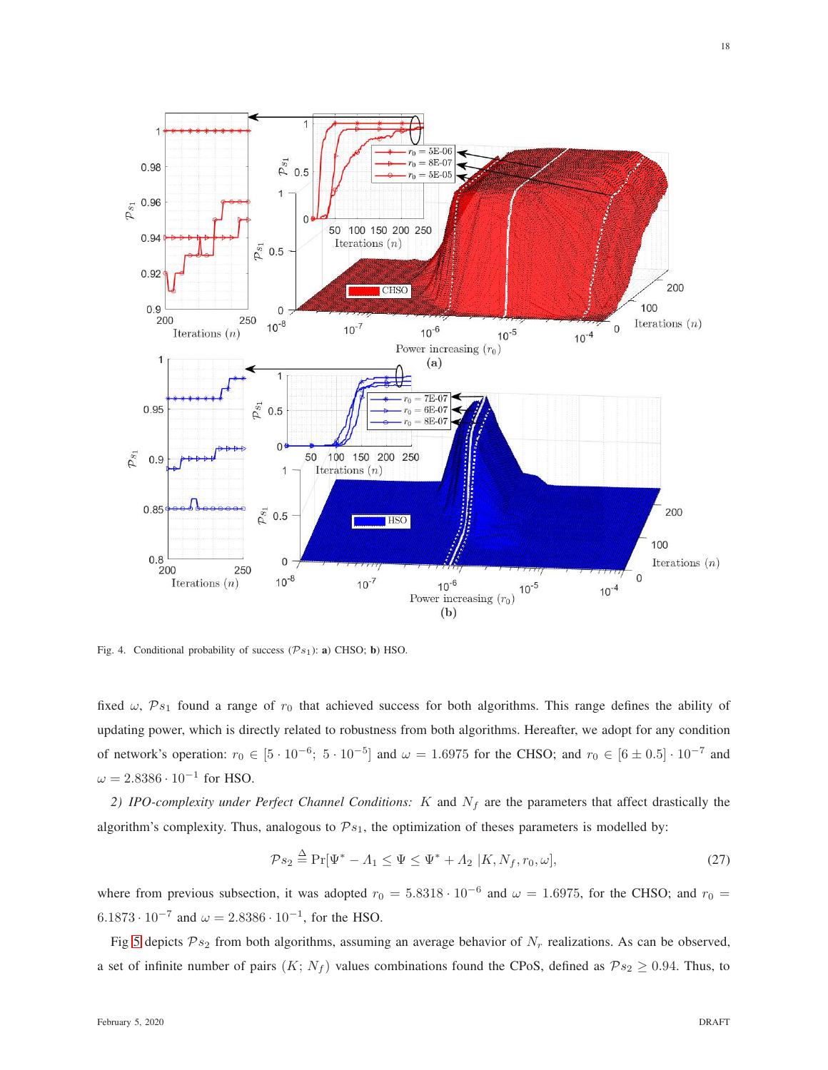Fig. 4. Conditional probability of success ($\mathcal{P}s_1$): **a)** CHSO; **b)** HSO.

fixed $\omega$, $\mathcal{P}s_1$ found a range of $r_0$ that achieved success for both algorithms. This range defines the ability of updating power, which is directly related to robustness from both algorithms. Hereafter, we adopt for any condition of network's operation: $r_0 \in [5 \cdot 10^{-6};\ 5 \cdot 10^{-5}]$ and $\omega = 1.6975$ for the CHSO; and $r_0 \in [6 \pm 0.5] \cdot 10^{-7}$ and $\omega = 2.8386 \cdot 10^{-1}$ for HSO.

*2) IPO-complexity under Perfect Channel Conditions:* $K$ and $N_f$ are the parameters that affect drastically the algorithm's complexity. Thus, analogous to $\mathcal{P}s_1$, the optimization of theses parameters is modelled by:

$$\mathcal{P}s_2 \triangleq \Pr[\Psi^* - \Lambda_1 \leq \Psi \leq \Psi^* + \Lambda_2 \ |K, N_f, r_0, \omega], \tag{27}$$

where from previous subsection, it was adopted $r_0 = 5.8318 \cdot 10^{-6}$ and $\omega = 1.6975$, for the CHSO; and $r_0 = 6.1873 \cdot 10^{-7}$ and $\omega = 2.8386 \cdot 10^{-1}$, for the HSO.

Fig 5 depicts $\mathcal{P}s_2$ from both algorithms, assuming an average behavior of $N_r$ realizations. As can be observed, a set of infinite number of pairs $(K;\ N_f)$ values combinations found the CPoS, defined as $\mathcal{P}s_2 \geq 0.94$. Thus, to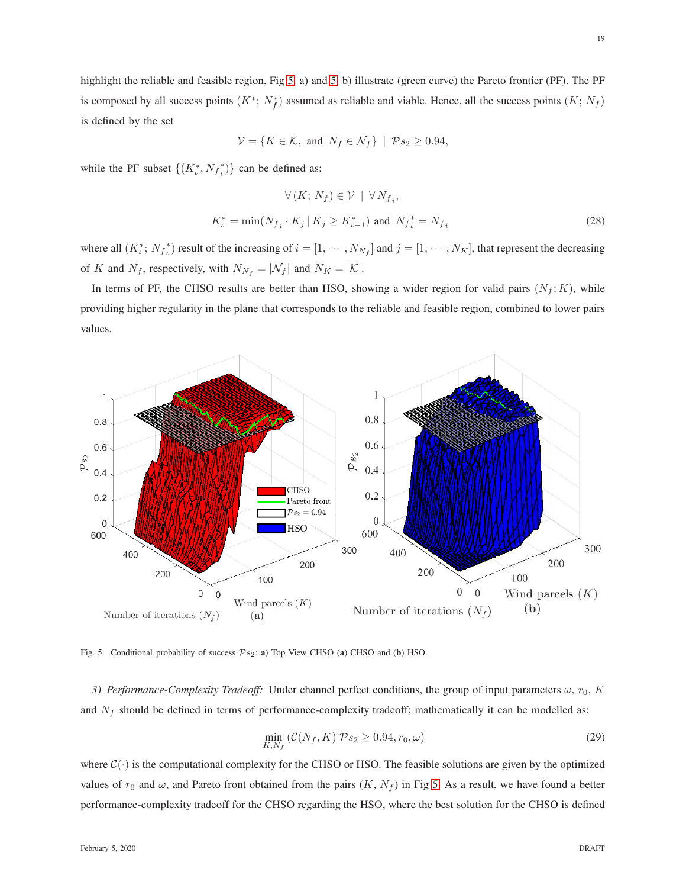highlight the reliable and feasible region, Fig 5 a) and 5 b) illustrate (green curve) the Pareto frontier (PF). The PF is composed by all success points $(K^*;\, N_f^*)$ assumed as reliable and viable. Hence, all the success points $(K;\, N_f)$ is defined by the set

$$\mathcal{V} = \{K \in \mathcal{K}, \text{ and } N_f \in \mathcal{N}_f\} \mid \mathcal{P}s_2 \geq 0.94,$$

while the PF subset $\{(K_\iota^*, {N_f}_\iota^*)\}$ can be defined as:

$$\forall\, (K;\, N_f) \in \mathcal{V} \mid \forall\, N_{f_i},$$

$$K_\iota^* = \min(N_{f_i} \cdot K_j \,|\, K_j \geq K_{\iota-1}^*) \text{ and } {N_f}_\iota^* = N_{f_i} \tag{28}$$

where all $(K_\iota^*;\, {N_f}_\iota^*)$ result of the increasing of $i = [1, \cdots, N_{N_f}]$ and $j = [1, \cdots, N_K]$, that represent the decreasing of $K$ and $N_f$, respectively, with $N_{N_f} = |\mathcal{N}_f|$ and $N_K = |\mathcal{K}|$.

In terms of PF, the CHSO results are better than HSO, showing a wider region for valid pairs $(N_f; K)$, while providing higher regularity in the plane that corresponds to the reliable and feasible region, combined to lower pairs values.

Fig. 5. Conditional probability of success $\mathcal{P}s_2$: **a)** Top View CHSO (**a**) CHSO and (**b**) HSO.

*3) Performance-Complexity Tradeoff:* Under channel perfect conditions, the group of input parameters $\omega$, $r_0$, $K$ and $N_f$ should be defined in terms of performance-complexity tradeoff; mathematically it can be modelled as:

$$\min_{K,N_f} \left(\mathcal{C}(N_f, K) | \mathcal{P}s_2 \geq 0.94, r_0, \omega\right) \tag{29}$$

where $\mathcal{C}(\cdot)$ is the computational complexity for the CHSO or HSO. The feasible solutions are given by the optimized values of $r_0$ and $\omega$, and Pareto front obtained from the pairs $(K,\, N_f)$ in Fig 5. As a result, we have found a better performance-complexity tradeoff for the CHSO regarding the HSO, where the best solution for the CHSO is defined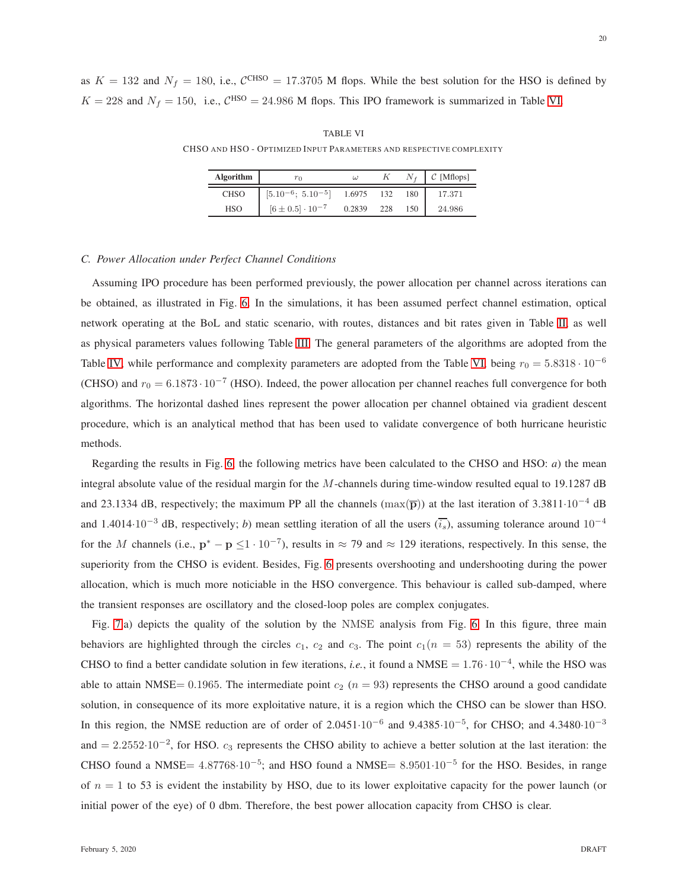as $K = 132$ and $N_f = 180$, i.e., $\mathcal{C}^{\rm CHSO} = 17.3705$ M flops. While the best solution for the HSO is defined by $K = 228$ and $N_f = 150$, i.e., $\mathcal{C}^{\rm HSO} = 24.986$ M flops. This IPO framework is summarized in Table VI.

TABLE VI

CHSO AND HSO - OPTIMIZED INPUT PARAMETERS AND RESPECTIVE COMPLEXITY

| **Algorithm** | $r_0$ | $\omega$ | $K$ | $N_f$ | $\mathcal{C}$ [Mflops] |
|---|---|---|---|---|---|
| CHSO | $[5.10^{-6};\ 5.10^{-5}]$ | 1.6975 | 132 | 180 | 17.371 |
| HSO | $[6 \pm 0.5] \cdot 10^{-7}$ | 0.2839 | 228 | 150 | 24.986 |

### *C. Power Allocation under Perfect Channel Conditions*

Assuming IPO procedure has been performed previously, the power allocation per channel across iterations can be obtained, as illustrated in Fig. 6. In the simulations, it has been assumed perfect channel estimation, optical network operating at the BoL and static scenario, with routes, distances and bit rates given in Table II, as well as physical parameters values following Table III. The general parameters of the algorithms are adopted from the Table IV, while performance and complexity parameters are adopted from the Table VI, being $r_0 = 5.8318 \cdot 10^{-6}$ (CHSO) and $r_0 = 6.1873 \cdot 10^{-7}$ (HSO). Indeed, the power allocation per channel reaches full convergence for both algorithms. The horizontal dashed lines represent the power allocation per channel obtained via gradient descent procedure, which is an analytical method that has been used to validate convergence of both hurricane heuristic methods.

Regarding the results in Fig. 6, the following metrics have been calculated to the CHSO and HSO: *a*) the mean integral absolute value of the residual margin for the $M$-channels during time-window resulted equal to 19.1287 dB and 23.1334 dB, respectively; the maximum PP all the channels ($\max(\overline{\mathbf{p}})$) at the last iteration of $3.3811{\cdot}10^{-4}$ dB and $1.4014{\cdot}10^{-3}$ dB, respectively; *b*) mean settling iteration of all the users ($\overline{i_s}$), assuming tolerance around $10^{-4}$ for the $M$ channels (i.e., $\mathbf{p}^* - \mathbf{p} \leq 1 \cdot 10^{-7}$), results in $\approx 79$ and $\approx 129$ iterations, respectively. In this sense, the superiority from the CHSO is evident. Besides, Fig. 6 presents overshooting and undershooting during the power allocation, which is much more noticiable in the HSO convergence. This behaviour is called sub-damped, where the transient responses are oscillatory and the closed-loop poles are complex conjugates.

Fig. 7a) depicts the quality of the solution by the NMSE analysis from Fig. 6. In this figure, three main behaviors are highlighted through the circles $c_1$, $c_2$ and $c_3$. The point $c_1(n = 53)$ represents the ability of the CHSO to find a better candidate solution in few iterations, *i.e.*, it found a NMSE $= 1.76 \cdot 10^{-4}$, while the HSO was able to attain NMSE$=$ 0.1965. The intermediate point $c_2$ ($n = 93$) represents the CHSO around a good candidate solution, in consequence of its more exploitative nature, it is a region which the CHSO can be slower than HSO. In this region, the NMSE reduction are of order of $2.0451{\cdot}10^{-6}$ and $9.4385{\cdot}10^{-5}$, for CHSO; and $4.3480{\cdot}10^{-3}$ and $= 2.2552{\cdot}10^{-2}$, for HSO. $c_3$ represents the CHSO ability to achieve a better solution at the last iteration: the CHSO found a NMSE$=$ $4.87768{\cdot}10^{-5}$; and HSO found a NMSE$=$ $8.9501{\cdot}10^{-5}$ for the HSO. Besides, in range of $n = 1$ to 53 is evident the instability by HSO, due to its lower exploitative capacity for the power launch (or initial power of the eye) of 0 dbm. Therefore, the best power allocation capacity from CHSO is clear.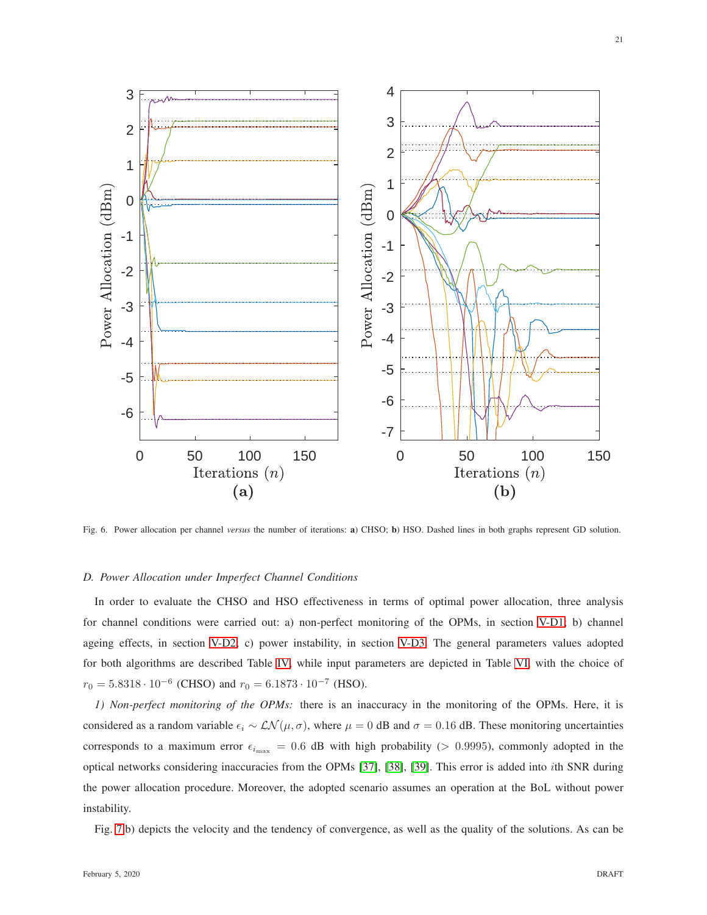Fig. 6. Power allocation per channel *versus* the number of iterations: **a**) CHSO; **b**) HSO. Dashed lines in both graphs represent GD solution.

### *D. Power Allocation under Imperfect Channel Conditions*

In order to evaluate the CHSO and HSO effectiveness in terms of optimal power allocation, three analysis for channel conditions were carried out: a) non-perfect monitoring of the OPMs, in section V-D1, b) channel ageing effects, in section V-D2, c) power instability, in section V-D3. The general parameters values adopted for both algorithms are described Table IV, while input parameters are depicted in Table VI, with the choice of $r_0 = 5.8318 \cdot 10^{-6}$ (CHSO) and $r_0 = 6.1873 \cdot 10^{-7}$ (HSO).

*1) Non-perfect monitoring of the OPMs:* there is an inaccuracy in the monitoring of the OPMs. Here, it is considered as a random variable $\epsilon_i \sim \mathcal{LN}(\mu, \sigma)$, where $\mu = 0$ dB and $\sigma = 0.16$ dB. These monitoring uncertainties corresponds to a maximum error $\epsilon_{i_{\max}} = 0.6$ dB with high probability ($> 0.9995$), commonly adopted in the optical networks considering inaccuracies from the OPMs [37], [38], [39]. This error is added into $i$th SNR during the power allocation procedure. Moreover, the adopted scenario assumes an operation at the BoL without power instability.

Fig. 7 b) depicts the velocity and the tendency of convergence, as well as the quality of the solutions. As can be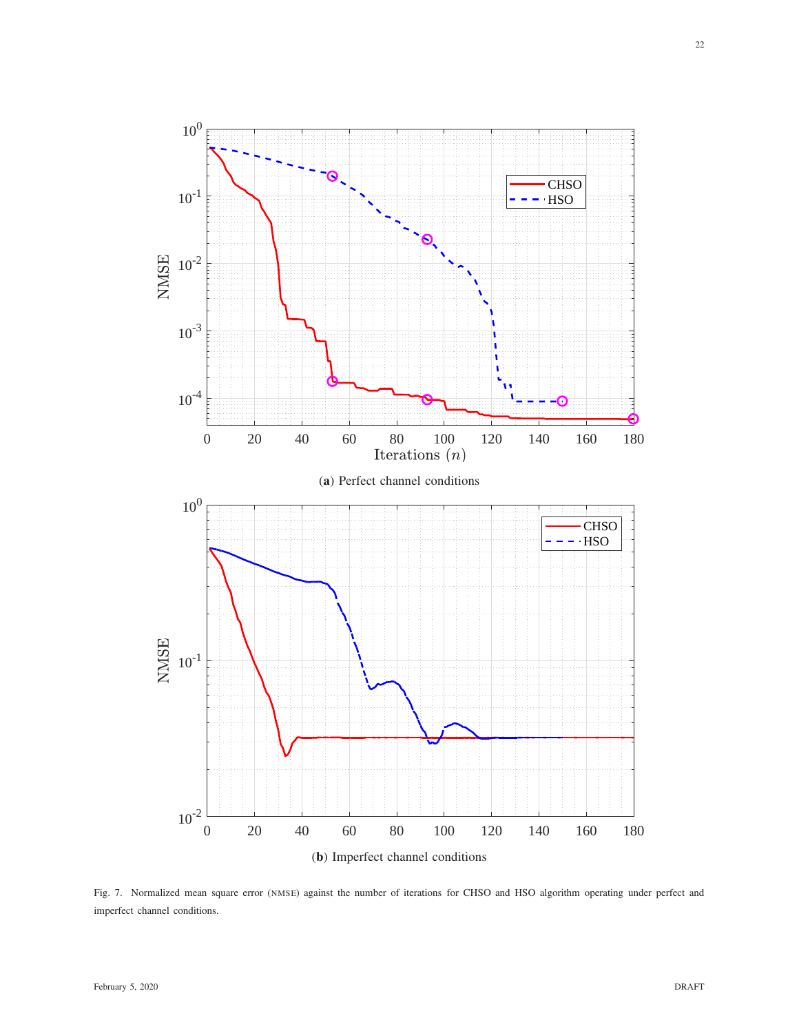(**a**) Perfect channel conditions

(**b**) Imperfect channel conditions

Fig. 7. Normalized mean square error (NMSE) against the number of iterations for CHSO and HSO algorithm operating under perfect and imperfect channel conditions.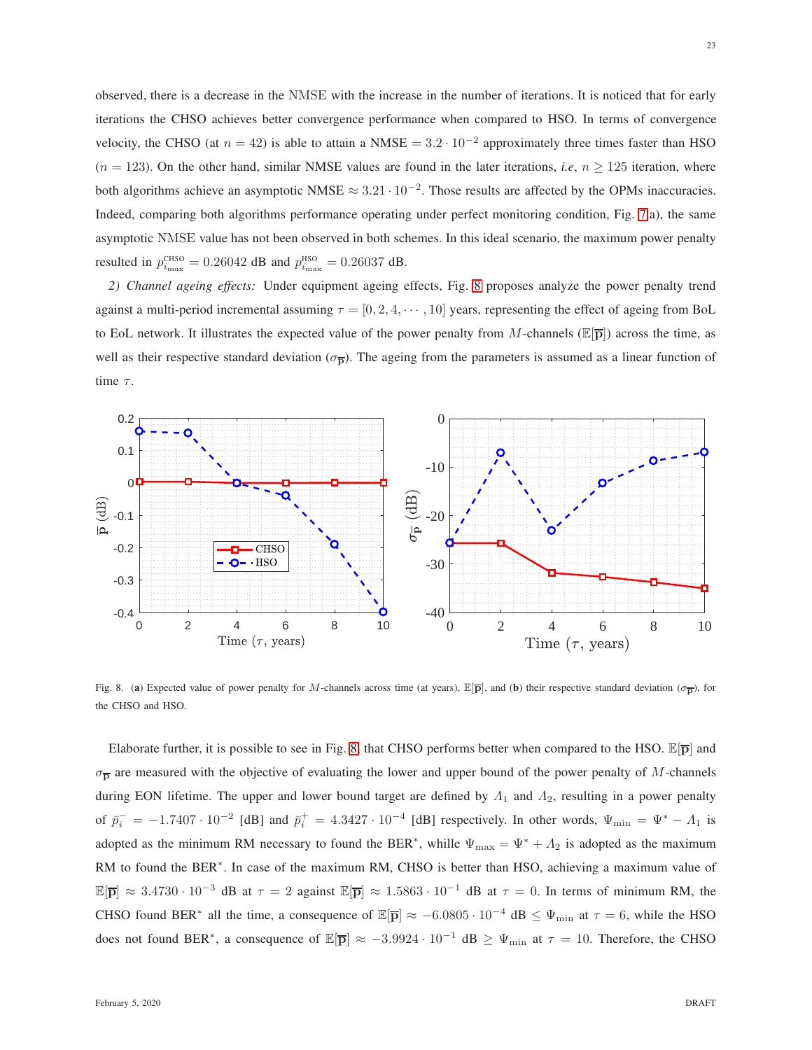observed, there is a decrease in the NMSE with the increase in the number of iterations. It is noticed that for early iterations the CHSO achieves better convergence performance when compared to HSO. In terms of convergence velocity, the CHSO (at $n = 42$) is able to attain a NMSE $= 3.2 \cdot 10^{-2}$ approximately three times faster than HSO ($n = 123$). On the other hand, similar NMSE values are found in the later iterations, *i.e*, $n \geq 125$ iteration, where both algorithms achieve an asymptotic NMSE $\approx 3.21 \cdot 10^{-2}$. Those results are affected by the OPMs inaccuracies. Indeed, comparing both algorithms performance operating under perfect monitoring condition, Fig. 7a), the same asymptotic NMSE value has not been observed in both schemes. In this ideal scenario, the maximum power penalty resulted in $p_{i_{\max}}^{\text{CHSO}} = 0.26042$ dB and $p_{i_{\max}}^{\text{HSO}} = 0.26037$ dB.

*2) Channel ageing effects:* Under equipment ageing effects, Fig. 8 proposes analyze the power penalty trend against a multi-period incremental assuming $\tau = [0, 2, 4, \cdots, 10]$ years, representing the effect of ageing from BoL to EoL network. It illustrates the expected value of the power penalty from $M$-channels ($\mathbb{E}[\overline{\mathbf{p}}]$) across the time, as well as their respective standard deviation ($\sigma_{\overline{\mathbf{p}}}$). The ageing from the parameters is assumed as a linear function of time $\tau$.

Fig. 8. (**a**) Expected value of power penalty for $M$-channels across time (at years), $\mathbb{E}[\overline{\mathbf{p}}]$, and (**b**) their respective standard deviation ($\sigma_{\overline{\mathbf{p}}}$), for the CHSO and HSO.

Elaborate further, it is possible to see in Fig. 8 that CHSO performs better when compared to the HSO. $\mathbb{E}[\overline{\mathbf{p}}]$ and $\sigma_{\overline{\mathbf{p}}}$ are measured with the objective of evaluating the lower and upper bound of the power penalty of $M$-channels during EON lifetime. The upper and lower bound target are defined by $\Lambda_1$ and $\Lambda_2$, resulting in a power penalty of $\bar{p}_i^- = -1.7407 \cdot 10^{-2}$ [dB] and $\bar{p}_i^+ = 4.3427 \cdot 10^{-4}$ [dB] respectively. In other words, $\Psi_{\min} = \Psi^* - \Lambda_1$ is adopted as the minimum RM necessary to found the BER$^*$, whille $\Psi_{\max} = \Psi^* + \Lambda_2$ is adopted as the maximum RM to found the BER$^*$. In case of the maximum RM, CHSO is better than HSO, achieving a maximum value of $\mathbb{E}[\overline{\mathbf{p}}] \approx 3.4730 \cdot 10^{-3}$ dB at $\tau = 2$ against $\mathbb{E}[\overline{\mathbf{p}}] \approx 1.5863 \cdot 10^{-1}$ dB at $\tau = 0$. In terms of minimum RM, the CHSO found BER$^*$ all the time, a consequence of $\mathbb{E}[\overline{\mathbf{p}}] \approx -6.0805 \cdot 10^{-4}$ dB $\leq \Psi_{\min}$ at $\tau = 6$, while the HSO does not found BER$^*$, a consequence of $\mathbb{E}[\overline{\mathbf{p}}] \approx -3.9924 \cdot 10^{-1}$ dB $\geq \Psi_{\min}$ at $\tau = 10$. Therefore, the CHSO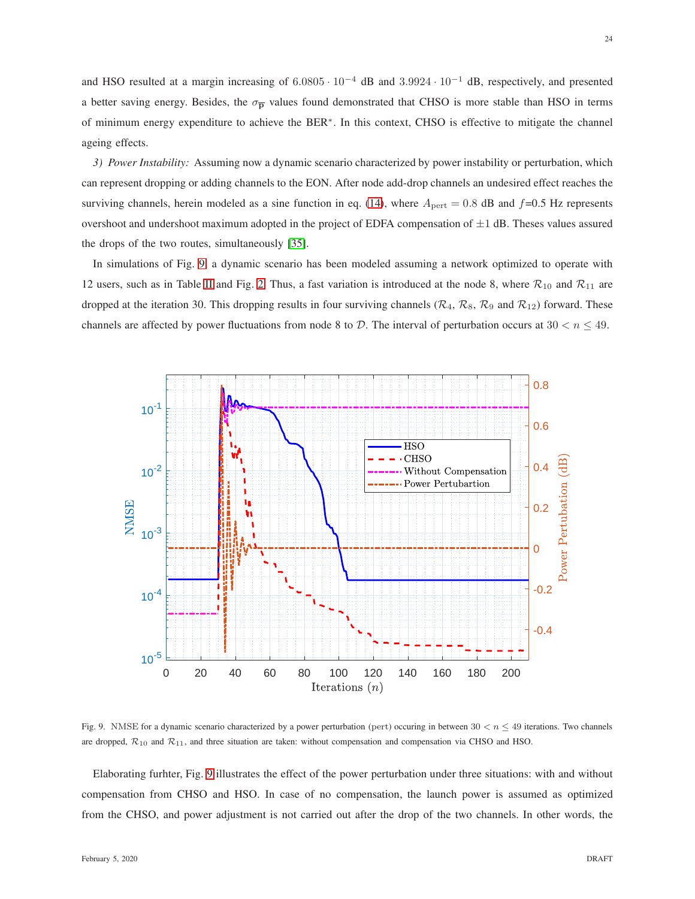and HSO resulted at a margin increasing of $6.0805 \cdot 10^{-4}$ dB and $3.9924 \cdot 10^{-1}$ dB, respectively, and presented a better saving energy. Besides, the $\sigma_{\overline{\mathbf{P}}}$ values found demonstrated that CHSO is more stable than HSO in terms of minimum energy expenditure to achieve the BER*. In this context, CHSO is effective to mitigate the channel ageing effects.

*3) Power Instability:* Assuming now a dynamic scenario characterized by power instability or perturbation, which can represent dropping or adding channels to the EON. After node add-drop channels an undesired effect reaches the surviving channels, herein modeled as a sine function in eq. (14), where $A_{\text{pert}} = 0.8$ dB and $f$=0.5 Hz represents overshoot and undershoot maximum adopted in the project of EDFA compensation of $\pm 1$ dB. Theses values assured the drops of the two routes, simultaneously [35].

In simulations of Fig. 9, a dynamic scenario has been modeled assuming a network optimized to operate with 12 users, such as in Table II and Fig. 2. Thus, a fast variation is introduced at the node 8, where $\mathcal{R}_{10}$ and $\mathcal{R}_{11}$ are dropped at the iteration 30. This dropping results in four surviving channels ($\mathcal{R}_4$, $\mathcal{R}_8$, $\mathcal{R}_9$ and $\mathcal{R}_{12}$) forward. These channels are affected by power fluctuations from node 8 to $\mathcal{D}$. The interval of perturbation occurs at $30 < n \leq 49$.

Fig. 9. NMSE for a dynamic scenario characterized by a power perturbation (pert) occuring in between $30 < n \leq 49$ iterations. Two channels are dropped, $\mathcal{R}_{10}$ and $\mathcal{R}_{11}$, and three situation are taken: without compensation and compensation via CHSO and HSO.

Elaborating furhter, Fig. 9 illustrates the effect of the power perturbation under three situations: with and without compensation from CHSO and HSO. In case of no compensation, the launch power is assumed as optimized from the CHSO, and power adjustment is not carried out after the drop of the two channels. In other words, the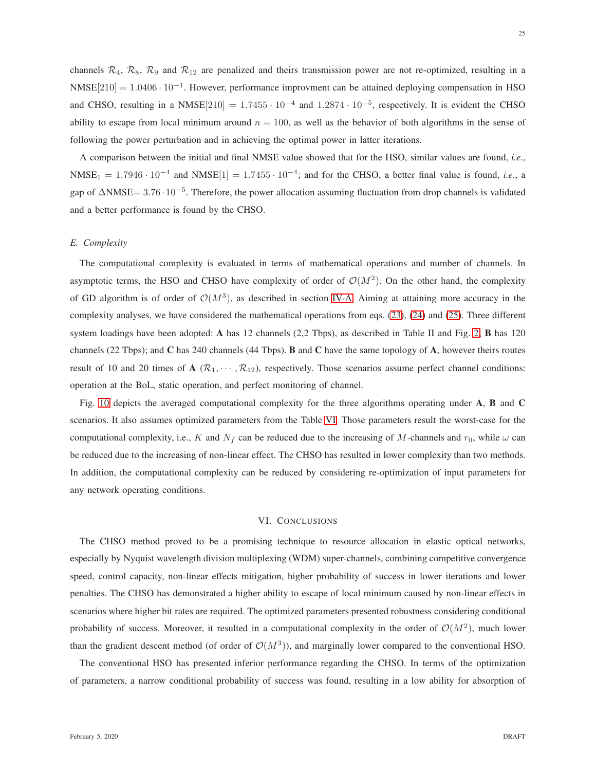channels $\mathcal{R}_4$, $\mathcal{R}_8$, $\mathcal{R}_9$ and $\mathcal{R}_{12}$ are penalized and theirs transmission power are not re-optimized, resulting in a $\text{NMSE}[210] = 1.0406 \cdot 10^{-1}$. However, performance improvment can be attained deploying compensation in HSO and CHSO, resulting in a $\text{NMSE}[210] = 1.7455 \cdot 10^{-4}$ and $1.2874 \cdot 10^{-5}$, respectively. It is evident the CHSO ability to escape from local minimum around $n = 100$, as well as the behavior of both algorithms in the sense of following the power perturbation and in achieving the optimal power in latter iterations.

A comparison between the initial and final NMSE value showed that for the HSO, similar values are found, *i.e.*, $\text{NMSE}_1 = 1.7946 \cdot 10^{-4}$ and $\text{NMSE}[1] = 1.7455 \cdot 10^{-4}$; and for the CHSO, a better final value is found, *i.e.*, a gap of $\Delta\text{NMSE}= 3.76 \cdot 10^{-5}$. Therefore, the power allocation assuming fluctuation from drop channels is validated and a better performance is found by the CHSO.

### *E. Complexity*

The computational complexity is evaluated in terms of mathematical operations and number of channels. In asymptotic terms, the HSO and CHSO have complexity of order of $\mathcal{O}(M^2)$. On the other hand, the complexity of GD algorithm is of order of $\mathcal{O}(M^3)$, as described in section IV-A. Aiming at attaining more accuracy in the complexity analyses, we have considered the mathematical operations from eqs. (23), (24) and (25). Three different system loadings have been adopted: **A** has 12 channels (2,2 Tbps), as described in Table II and Fig. 2; **B** has 120 channels (22 Tbps); and **C** has 240 channels (44 Tbps). **B** and **C** have the same topology of **A**, however theirs routes result of 10 and 20 times of **A** ($\mathcal{R}_1, \cdots, \mathcal{R}_{12}$), respectively. Those scenarios assume perfect channel conditions: operation at the BoL, static operation, and perfect monitoring of channel.

Fig. 10 depicts the averaged computational complexity for the three algorithms operating under **A**, **B** and **C** scenarios. It also assumes optimized parameters from the Table VI. Those parameters result the worst-case for the computational complexity, i.e., $K$ and $N_f$ can be reduced due to the increasing of $M$-channels and $r_0$, while $\omega$ can be reduced due to the increasing of non-linear effect. The CHSO has resulted in lower complexity than two methods. In addition, the computational complexity can be reduced by considering re-optimization of input parameters for any network operating conditions.

## VI. Conclusions

The CHSO method proved to be a promising technique to resource allocation in elastic optical networks, especially by Nyquist wavelength division multiplexing (WDM) super-channels, combining competitive convergence speed, control capacity, non-linear effects mitigation, higher probability of success in lower iterations and lower penalties. The CHSO has demonstrated a higher ability to escape of local minimum caused by non-linear effects in scenarios where higher bit rates are required. The optimized parameters presented robustness considering conditional probability of success. Moreover, it resulted in a computational complexity in the order of $\mathcal{O}(M^2)$, much lower than the gradient descent method (of order of $\mathcal{O}(M^3)$), and marginally lower compared to the conventional HSO.

The conventional HSO has presented inferior performance regarding the CHSO. In terms of the optimization of parameters, a narrow conditional probability of success was found, resulting in a low ability for absorption of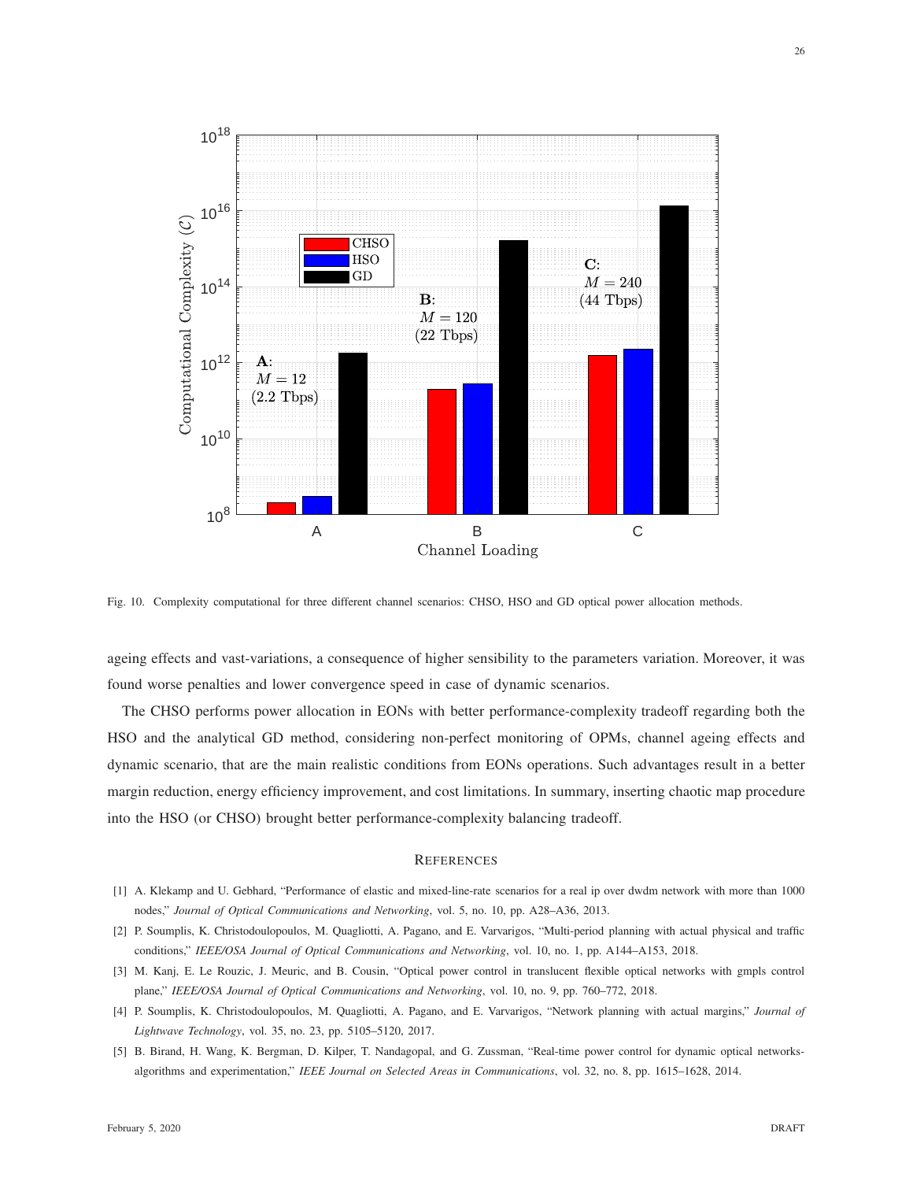Fig. 10. Complexity computational for three different channel scenarios: CHSO, HSO and GD optical power allocation methods.

ageing effects and vast-variations, a consequence of higher sensibility to the parameters variation. Moreover, it was found worse penalties and lower convergence speed in case of dynamic scenarios.

The CHSO performs power allocation in EONs with better performance-complexity tradeoff regarding both the HSO and the analytical GD method, considering non-perfect monitoring of OPMs, channel ageing effects and dynamic scenario, that are the main realistic conditions from EONs operations. Such advantages result in a better margin reduction, energy efficiency improvement, and cost limitations. In summary, inserting chaotic map procedure into the HSO (or CHSO) brought better performance-complexity balancing tradeoff.

## References

[1] A. Klekamp and U. Gebhard, "Performance of elastic and mixed-line-rate scenarios for a real ip over dwdm network with more than 1000 nodes," *Journal of Optical Communications and Networking*, vol. 5, no. 10, pp. A28–A36, 2013.

[2] P. Soumplis, K. Christodoulopoulos, M. Quagliotti, A. Pagano, and E. Varvarigos, "Multi-period planning with actual physical and traffic conditions," *IEEE/OSA Journal of Optical Communications and Networking*, vol. 10, no. 1, pp. A144–A153, 2018.

[3] M. Kanj, E. Le Rouzic, J. Meuric, and B. Cousin, "Optical power control in translucent flexible optical networks with gmpls control plane," *IEEE/OSA Journal of Optical Communications and Networking*, vol. 10, no. 9, pp. 760–772, 2018.

[4] P. Soumplis, K. Christodoulopoulos, M. Quagliotti, A. Pagano, and E. Varvarigos, "Network planning with actual margins," *Journal of Lightwave Technology*, vol. 35, no. 23, pp. 5105–5120, 2017.

[5] B. Birand, H. Wang, K. Bergman, D. Kilper, T. Nandagopal, and G. Zussman, "Real-time power control for dynamic optical networks-algorithms and experimentation," *IEEE Journal on Selected Areas in Communications*, vol. 32, no. 8, pp. 1615–1628, 2014.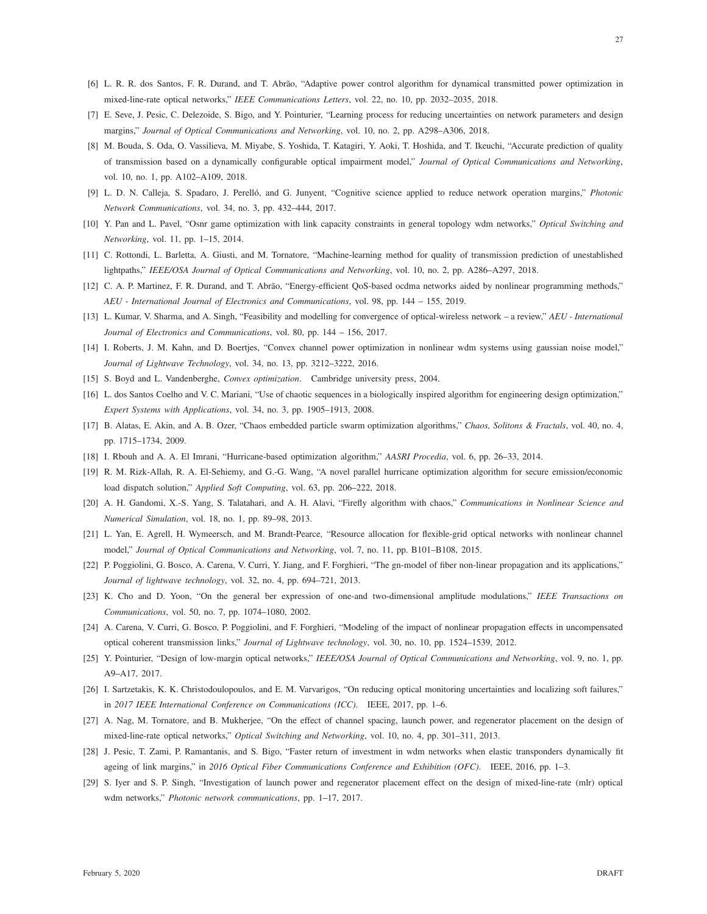[6] L. R. R. dos Santos, F. R. Durand, and T. Abrão, "Adaptive power control algorithm for dynamical transmitted power optimization in mixed-line-rate optical networks," *IEEE Communications Letters*, vol. 22, no. 10, pp. 2032–2035, 2018.

[7] E. Seve, J. Pesic, C. Delezoide, S. Bigo, and Y. Pointurier, "Learning process for reducing uncertainties on network parameters and design margins," *Journal of Optical Communications and Networking*, vol. 10, no. 2, pp. A298–A306, 2018.

[8] M. Bouda, S. Oda, O. Vassilieva, M. Miyabe, S. Yoshida, T. Katagiri, Y. Aoki, T. Hoshida, and T. Ikeuchi, "Accurate prediction of quality of transmission based on a dynamically configurable optical impairment model," *Journal of Optical Communications and Networking*, vol. 10, no. 1, pp. A102–A109, 2018.

[9] L. D. N. Calleja, S. Spadaro, J. Perelló, and G. Junyent, "Cognitive science applied to reduce network operation margins," *Photonic Network Communications*, vol. 34, no. 3, pp. 432–444, 2017.

[10] Y. Pan and L. Pavel, "Osnr game optimization with link capacity constraints in general topology wdm networks," *Optical Switching and Networking*, vol. 11, pp. 1–15, 2014.

[11] C. Rottondi, L. Barletta, A. Giusti, and M. Tornatore, "Machine-learning method for quality of transmission prediction of unestablished lightpaths," *IEEE/OSA Journal of Optical Communications and Networking*, vol. 10, no. 2, pp. A286–A297, 2018.

[12] C. A. P. Martinez, F. R. Durand, and T. Abrão, "Energy-efficient QoS-based ocdma networks aided by nonlinear programming methods," *AEU - International Journal of Electronics and Communications*, vol. 98, pp. 144 – 155, 2019.

[13] L. Kumar, V. Sharma, and A. Singh, "Feasibility and modelling for convergence of optical-wireless network – a review," *AEU - International Journal of Electronics and Communications*, vol. 80, pp. 144 – 156, 2017.

[14] I. Roberts, J. M. Kahn, and D. Boertjes, "Convex channel power optimization in nonlinear wdm systems using gaussian noise model," *Journal of Lightwave Technology*, vol. 34, no. 13, pp. 3212–3222, 2016.

[15] S. Boyd and L. Vandenberghe, *Convex optimization*. Cambridge university press, 2004.

[16] L. dos Santos Coelho and V. C. Mariani, "Use of chaotic sequences in a biologically inspired algorithm for engineering design optimization," *Expert Systems with Applications*, vol. 34, no. 3, pp. 1905–1913, 2008.

[17] B. Alatas, E. Akin, and A. B. Ozer, "Chaos embedded particle swarm optimization algorithms," *Chaos, Solitons & Fractals*, vol. 40, no. 4, pp. 1715–1734, 2009.

[18] I. Rbouh and A. A. El Imrani, "Hurricane-based optimization algorithm," *AASRI Procedia*, vol. 6, pp. 26–33, 2014.

[19] R. M. Rizk-Allah, R. A. El-Sehiemy, and G.-G. Wang, "A novel parallel hurricane optimization algorithm for secure emission/economic load dispatch solution," *Applied Soft Computing*, vol. 63, pp. 206–222, 2018.

[20] A. H. Gandomi, X.-S. Yang, S. Talatahari, and A. H. Alavi, "Firefly algorithm with chaos," *Communications in Nonlinear Science and Numerical Simulation*, vol. 18, no. 1, pp. 89–98, 2013.

[21] L. Yan, E. Agrell, H. Wymeersch, and M. Brandt-Pearce, "Resource allocation for flexible-grid optical networks with nonlinear channel model," *Journal of Optical Communications and Networking*, vol. 7, no. 11, pp. B101–B108, 2015.

[22] P. Poggiolini, G. Bosco, A. Carena, V. Curri, Y. Jiang, and F. Forghieri, "The gn-model of fiber non-linear propagation and its applications," *Journal of lightwave technology*, vol. 32, no. 4, pp. 694–721, 2013.

[23] K. Cho and D. Yoon, "On the general ber expression of one-and two-dimensional amplitude modulations," *IEEE Transactions on Communications*, vol. 50, no. 7, pp. 1074–1080, 2002.

[24] A. Carena, V. Curri, G. Bosco, P. Poggiolini, and F. Forghieri, "Modeling of the impact of nonlinear propagation effects in uncompensated optical coherent transmission links," *Journal of Lightwave technology*, vol. 30, no. 10, pp. 1524–1539, 2012.

[25] Y. Pointurier, "Design of low-margin optical networks," *IEEE/OSA Journal of Optical Communications and Networking*, vol. 9, no. 1, pp. A9–A17, 2017.

[26] I. Sartzetakis, K. K. Christodoulopoulos, and E. M. Varvarigos, "On reducing optical monitoring uncertainties and localizing soft failures," in *2017 IEEE International Conference on Communications (ICC)*. IEEE, 2017, pp. 1–6.

[27] A. Nag, M. Tornatore, and B. Mukherjee, "On the effect of channel spacing, launch power, and regenerator placement on the design of mixed-line-rate optical networks," *Optical Switching and Networking*, vol. 10, no. 4, pp. 301–311, 2013.

[28] J. Pesic, T. Zami, P. Ramantanis, and S. Bigo, "Faster return of investment in wdm networks when elastic transponders dynamically fit ageing of link margins," in *2016 Optical Fiber Communications Conference and Exhibition (OFC)*. IEEE, 2016, pp. 1–3.

[29] S. Iyer and S. P. Singh, "Investigation of launch power and regenerator placement effect on the design of mixed-line-rate (mlr) optical wdm networks," *Photonic network communications*, pp. 1–17, 2017.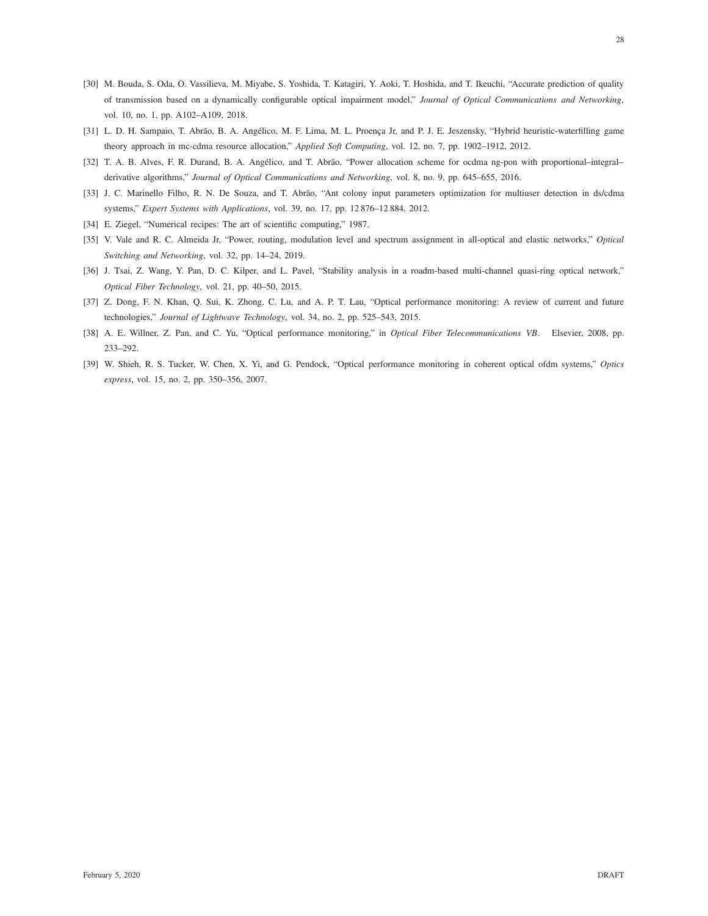[30] M. Bouda, S. Oda, O. Vassilieva, M. Miyabe, S. Yoshida, T. Katagiri, Y. Aoki, T. Hoshida, and T. Ikeuchi, "Accurate prediction of quality of transmission based on a dynamically configurable optical impairment model," *Journal of Optical Communications and Networking*, vol. 10, no. 1, pp. A102–A109, 2018.

[31] L. D. H. Sampaio, T. Abrão, B. A. Angélico, M. F. Lima, M. L. Proença Jr, and P. J. E. Jeszensky, "Hybrid heuristic-waterfilling game theory approach in mc-cdma resource allocation," *Applied Soft Computing*, vol. 12, no. 7, pp. 1902–1912, 2012.

[32] T. A. B. Alves, F. R. Durand, B. A. Angélico, and T. Abrão, "Power allocation scheme for ocdma ng-pon with proportional–integral–derivative algorithms," *Journal of Optical Communications and Networking*, vol. 8, no. 9, pp. 645–655, 2016.

[33] J. C. Marinello Filho, R. N. De Souza, and T. Abrão, "Ant colony input parameters optimization for multiuser detection in ds/cdma systems," *Expert Systems with Applications*, vol. 39, no. 17, pp. 12 876–12 884, 2012.

[34] E. Ziegel, "Numerical recipes: The art of scientific computing," 1987.

[35] V. Vale and R. C. Almeida Jr, "Power, routing, modulation level and spectrum assignment in all-optical and elastic networks," *Optical Switching and Networking*, vol. 32, pp. 14–24, 2019.

[36] J. Tsai, Z. Wang, Y. Pan, D. C. Kilper, and L. Pavel, "Stability analysis in a roadm-based multi-channel quasi-ring optical network," *Optical Fiber Technology*, vol. 21, pp. 40–50, 2015.

[37] Z. Dong, F. N. Khan, Q. Sui, K. Zhong, C. Lu, and A. P. T. Lau, "Optical performance monitoring: A review of current and future technologies," *Journal of Lightwave Technology*, vol. 34, no. 2, pp. 525–543, 2015.

[38] A. E. Willner, Z. Pan, and C. Yu, "Optical performance monitoring," in *Optical Fiber Telecommunications VB*. Elsevier, 2008, pp. 233–292.

[39] W. Shieh, R. S. Tucker, W. Chen, X. Yi, and G. Pendock, "Optical performance monitoring in coherent optical ofdm systems," *Optics express*, vol. 15, no. 2, pp. 350–356, 2007.